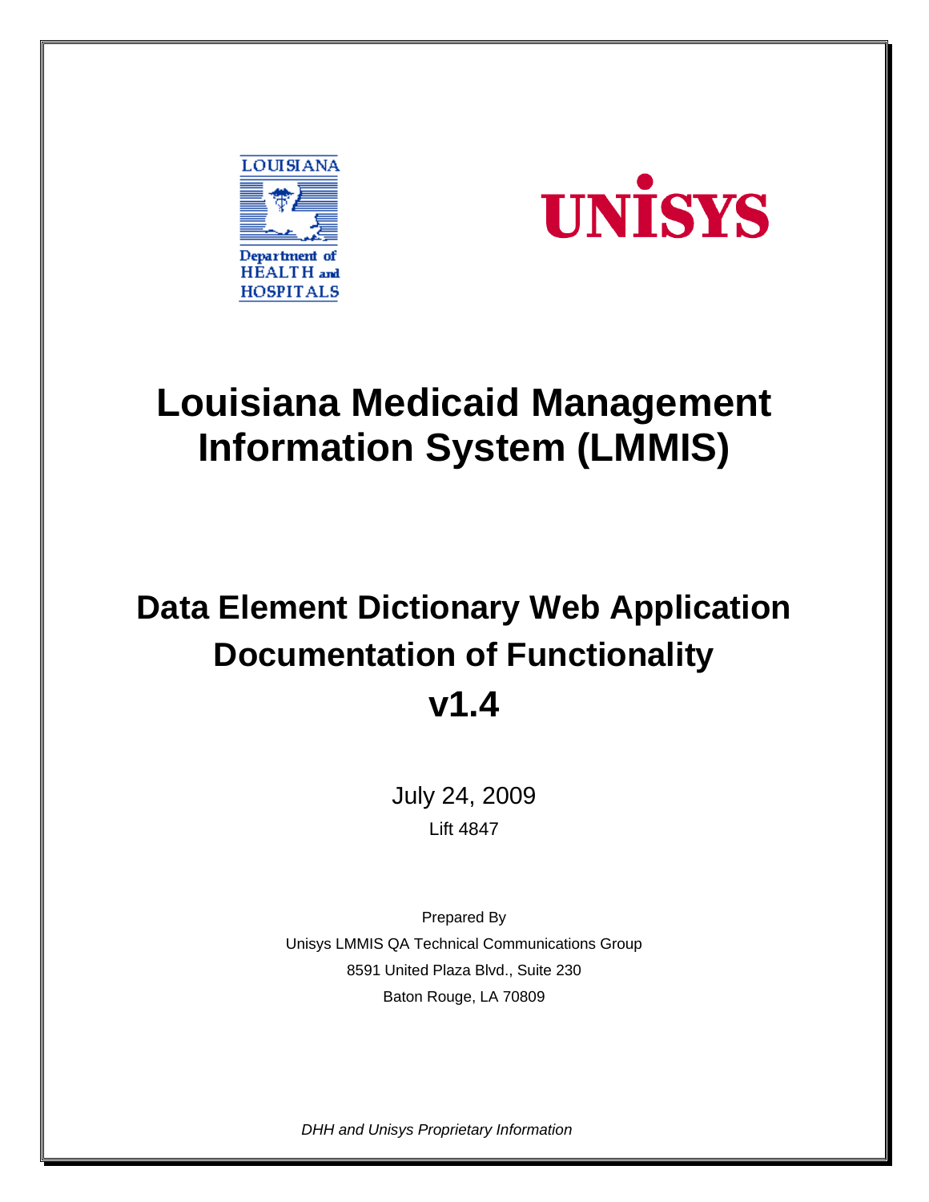LOUISIANA

Department of HEALTH and HOSPITALS

UNISYS

# Louisiana Medicaid Management Information System (LMMIS)

## Data Element Dictionary Web Application Documentation of Functionality v1.4

July 24, 2009

Lift 4847

Prepared By

Unisys LMMIS QA Technical Communications Group

8591 United Plaza Blvd., Suite 230

Baton Rouge, LA 70809

*DHH and Unisys Proprietary Information*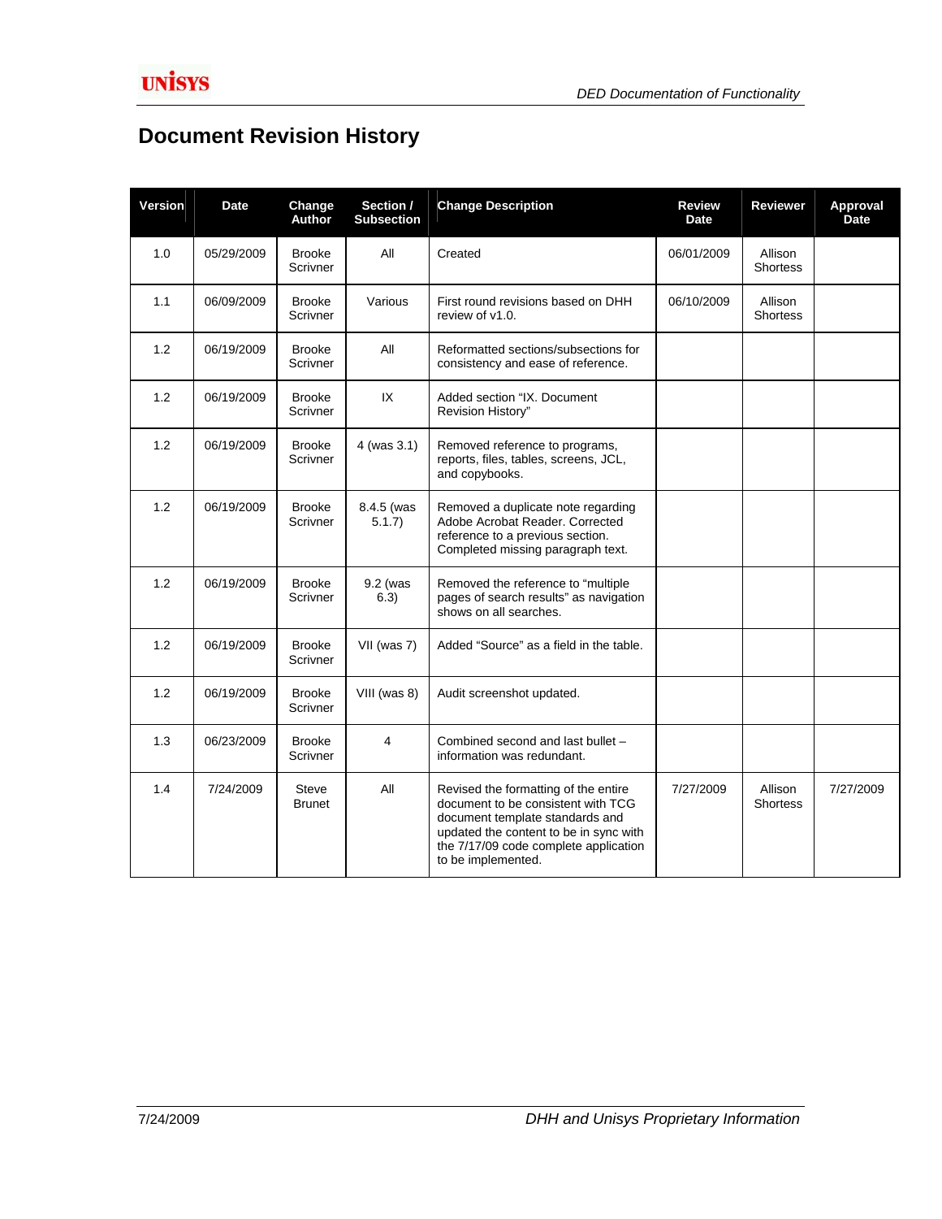# Document Revision History

| Version | Date | Change Author | Section / Subsection | Change Description | Review Date | Reviewer | Approval Date |
|---|---|---|---|---|---|---|---|
| 1.0 | 05/29/2009 | Brooke Scrivner | All | Created | 06/01/2009 | Allison Shortess | |
| 1.1 | 06/09/2009 | Brooke Scrivner | Various | First round revisions based on DHH review of v1.0. | 06/10/2009 | Allison Shortess | |
| 1.2 | 06/19/2009 | Brooke Scrivner | All | Reformatted sections/subsections for consistency and ease of reference. | | | |
| 1.2 | 06/19/2009 | Brooke Scrivner | IX | Added section "IX. Document Revision History" | | | |
| 1.2 | 06/19/2009 | Brooke Scrivner | 4 (was 3.1) | Removed reference to programs, reports, files, tables, screens, JCL, and copybooks. | | | |
| 1.2 | 06/19/2009 | Brooke Scrivner | 8.4.5 (was 5.1.7) | Removed a duplicate note regarding Adobe Acrobat Reader. Corrected reference to a previous section. Completed missing paragraph text. | | | |
| 1.2 | 06/19/2009 | Brooke Scrivner | 9.2 (was 6.3) | Removed the reference to "multiple pages of search results" as navigation shows on all searches. | | | |
| 1.2 | 06/19/2009 | Brooke Scrivner | VII (was 7) | Added "Source" as a field in the table. | | | |
| 1.2 | 06/19/2009 | Brooke Scrivner | VIII (was 8) | Audit screenshot updated. | | | |
| 1.3 | 06/23/2009 | Brooke Scrivner | 4 | Combined second and last bullet – information was redundant. | | | |
| 1.4 | 7/24/2009 | Steve Brunet | All | Revised the formatting of the entire document to be consistent with TCG document template standards and updated the content to be in sync with the 7/17/09 code complete application to be implemented. | 7/27/2009 | Allison Shortess | 7/27/2009 |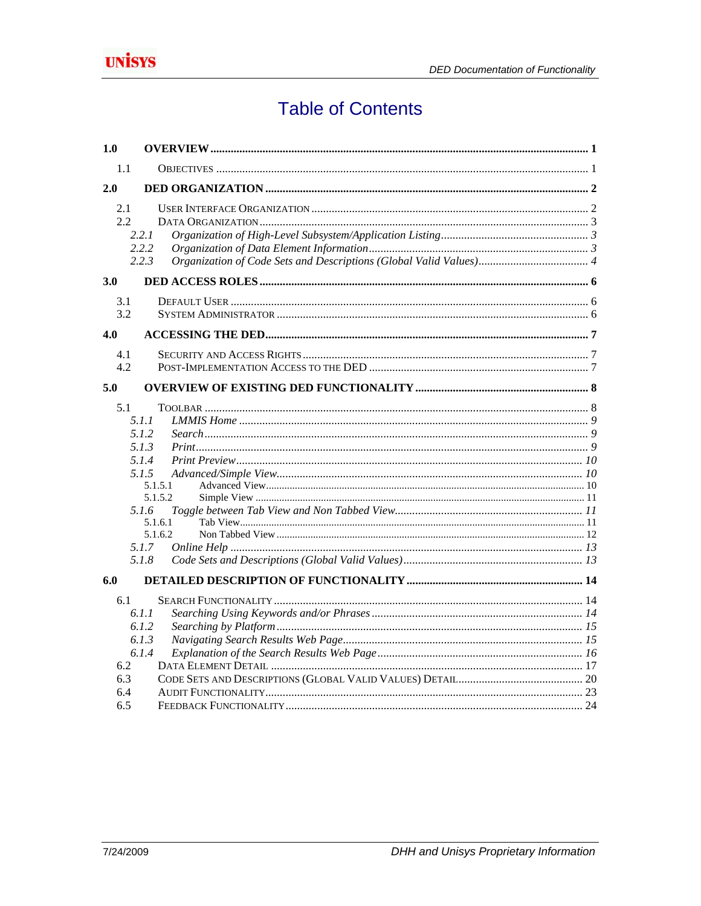# Table of Contents

**1.0 OVERVIEW** ..... **1**

1.1 OBJECTIVES ..... 1

**2.0 DED ORGANIZATION** ..... **2**

2.1 USER INTERFACE ORGANIZATION ..... 2
2.2 DATA ORGANIZATION ..... 3
*2.2.1 Organization of High-Level Subsystem/Application Listing ..... 3*
*2.2.2 Organization of Data Element Information ..... 3*
*2.2.3 Organization of Code Sets and Descriptions (Global Valid Values) ..... 4*

**3.0 DED ACCESS ROLES** ..... **6**

3.1 DEFAULT USER ..... 6
3.2 SYSTEM ADMINISTRATOR ..... 6

**4.0 ACCESSING THE DED** ..... **7**

4.1 SECURITY AND ACCESS RIGHTS ..... 7
4.2 POST-IMPLEMENTATION ACCESS TO THE DED ..... 7

**5.0 OVERVIEW OF EXISTING DED FUNCTIONALITY** ..... **8**

5.1 TOOLBAR ..... 8
*5.1.1 LMMIS Home ..... 9*
*5.1.2 Search ..... 9*
*5.1.3 Print ..... 9*
*5.1.4 Print Preview ..... 10*
*5.1.5 Advanced/Simple View ..... 10*
5.1.5.1 Advanced View ..... 10
5.1.5.2 Simple View ..... 11
*5.1.6 Toggle between Tab View and Non Tabbed View ..... 11*
5.1.6.1 Tab View ..... 11
5.1.6.2 Non Tabbed View ..... 12
*5.1.7 Online Help ..... 13*
*5.1.8 Code Sets and Descriptions (Global Valid Values) ..... 13*

**6.0 DETAILED DESCRIPTION OF FUNCTIONALITY** ..... **14**

6.1 SEARCH FUNCTIONALITY ..... 14
*6.1.1 Searching Using Keywords and/or Phrases ..... 14*
*6.1.2 Searching by Platform ..... 15*
*6.1.3 Navigating Search Results Web Page ..... 15*
*6.1.4 Explanation of the Search Results Web Page ..... 16*
6.2 DATA ELEMENT DETAIL ..... 17
6.3 CODE SETS AND DESCRIPTIONS (GLOBAL VALID VALUES) DETAIL ..... 20
6.4 AUDIT FUNCTIONALITY ..... 23
6.5 FEEDBACK FUNCTIONALITY ..... 24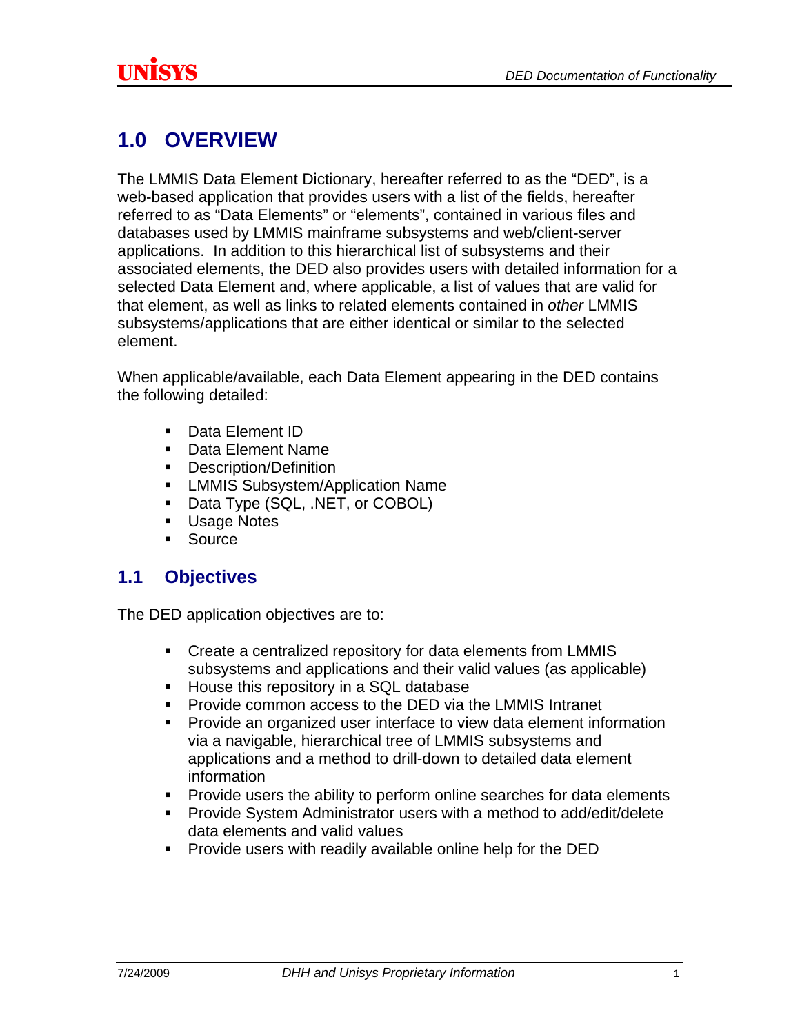# 1.0 OVERVIEW

The LMMIS Data Element Dictionary, hereafter referred to as the "DED", is a web-based application that provides users with a list of the fields, hereafter referred to as "Data Elements" or "elements", contained in various files and databases used by LMMIS mainframe subsystems and web/client-server applications. In addition to this hierarchical list of subsystems and their associated elements, the DED also provides users with detailed information for a selected Data Element and, where applicable, a list of values that are valid for that element, as well as links to related elements contained in *other* LMMIS subsystems/applications that are either identical or similar to the selected element.

When applicable/available, each Data Element appearing in the DED contains the following detailed:

- Data Element ID
- Data Element Name
- Description/Definition
- LMMIS Subsystem/Application Name
- Data Type (SQL, .NET, or COBOL)
- Usage Notes
- Source

## 1.1 Objectives

The DED application objectives are to:

- Create a centralized repository for data elements from LMMIS subsystems and applications and their valid values (as applicable)
- House this repository in a SQL database
- Provide common access to the DED via the LMMIS Intranet
- Provide an organized user interface to view data element information via a navigable, hierarchical tree of LMMIS subsystems and applications and a method to drill-down to detailed data element information
- Provide users the ability to perform online searches for data elements
- Provide System Administrator users with a method to add/edit/delete data elements and valid values
- Provide users with readily available online help for the DED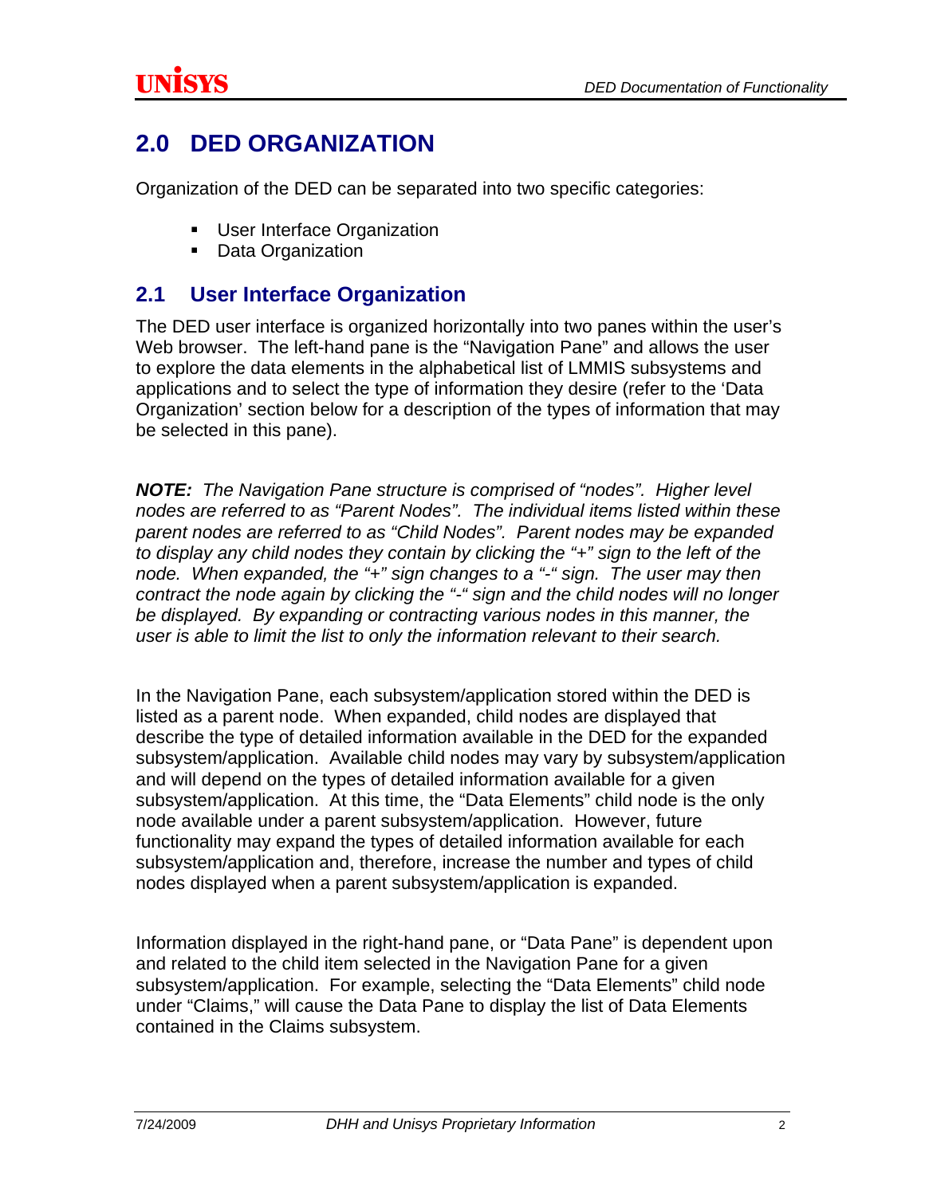# 2.0 DED ORGANIZATION

Organization of the DED can be separated into two specific categories:

- User Interface Organization
- Data Organization

## 2.1 User Interface Organization

The DED user interface is organized horizontally into two panes within the user's Web browser. The left-hand pane is the "Navigation Pane" and allows the user to explore the data elements in the alphabetical list of LMMIS subsystems and applications and to select the type of information they desire (refer to the 'Data Organization' section below for a description of the types of information that may be selected in this pane).

***NOTE:*** *The Navigation Pane structure is comprised of "nodes". Higher level nodes are referred to as "Parent Nodes". The individual items listed within these parent nodes are referred to as "Child Nodes". Parent nodes may be expanded to display any child nodes they contain by clicking the "+" sign to the left of the node. When expanded, the "+" sign changes to a "-" sign. The user may then contract the node again by clicking the "-" sign and the child nodes will no longer be displayed. By expanding or contracting various nodes in this manner, the user is able to limit the list to only the information relevant to their search.*

In the Navigation Pane, each subsystem/application stored within the DED is listed as a parent node. When expanded, child nodes are displayed that describe the type of detailed information available in the DED for the expanded subsystem/application. Available child nodes may vary by subsystem/application and will depend on the types of detailed information available for a given subsystem/application. At this time, the "Data Elements" child node is the only node available under a parent subsystem/application. However, future functionality may expand the types of detailed information available for each subsystem/application and, therefore, increase the number and types of child nodes displayed when a parent subsystem/application is expanded.

Information displayed in the right-hand pane, or "Data Pane" is dependent upon and related to the child item selected in the Navigation Pane for a given subsystem/application. For example, selecting the "Data Elements" child node under "Claims," will cause the Data Pane to display the list of Data Elements contained in the Claims subsystem.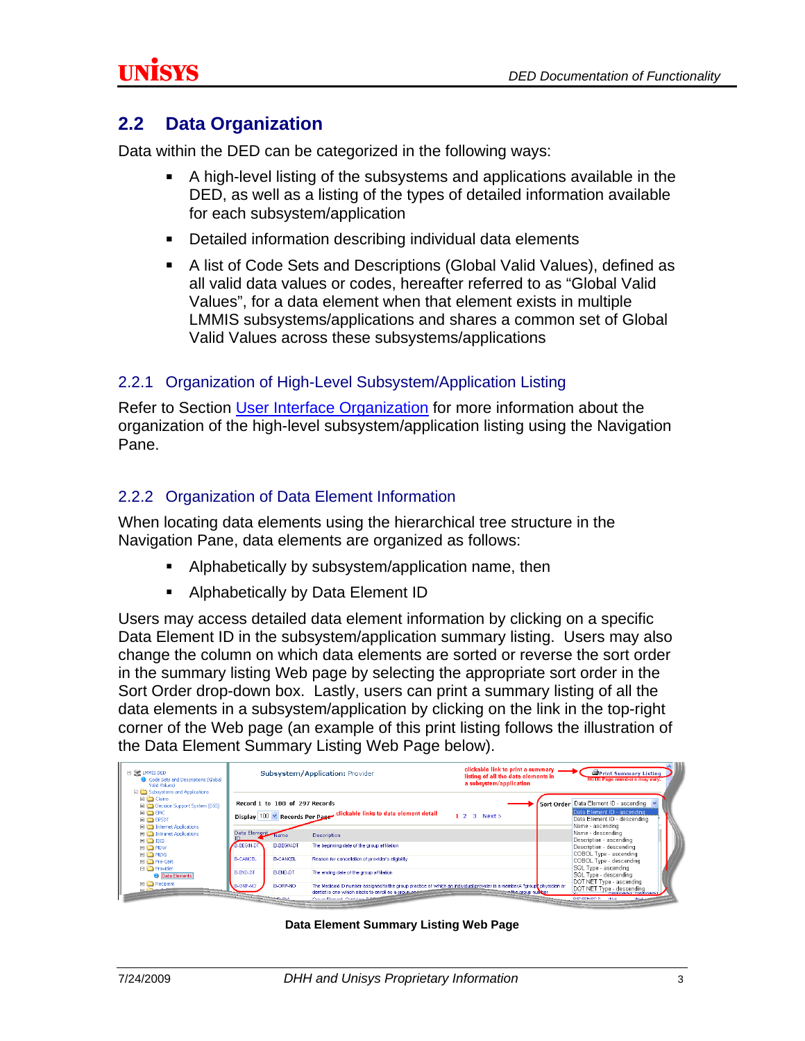## 2.2 Data Organization

Data within the DED can be categorized in the following ways:

- A high-level listing of the subsystems and applications available in the DED, as well as a listing of the types of detailed information available for each subsystem/application
- Detailed information describing individual data elements
- A list of Code Sets and Descriptions (Global Valid Values), defined as all valid data values or codes, hereafter referred to as “Global Valid Values”, for a data element when that element exists in multiple LMMIS subsystems/applications and shares a common set of Global Valid Values across these subsystems/applications

### 2.2.1 Organization of High-Level Subsystem/Application Listing

Refer to Section User Interface Organization for more information about the organization of the high-level subsystem/application listing using the Navigation Pane.

### 2.2.2 Organization of Data Element Information

When locating data elements using the hierarchical tree structure in the Navigation Pane, data elements are organized as follows:

- Alphabetically by subsystem/application name, then
- Alphabetically by Data Element ID

Users may access detailed data element information by clicking on a specific Data Element ID in the subsystem/application summary listing. Users may also change the column on which data elements are sorted or reverse the sort order in the summary listing Web page by selecting the appropriate sort order in the Sort Order drop-down box. Lastly, users can print a summary listing of all the data elements in a subsystem/application by clicking on the link in the top-right corner of the Web page (an example of this print listing follows the illustration of the Data Element Summary Listing Web Page below).

**Data Element Summary Listing Web Page**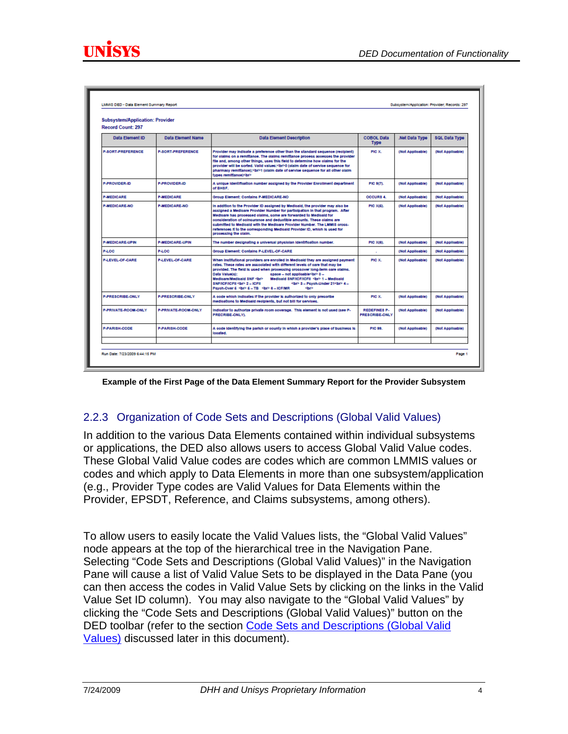LMMIS DED - Data Element Summary Report

Subsystem/Application: Provider; Records: 297

Subsystem/Application: Provider
Record Count: 297

| Data Element ID | Data Element Name | Data Element Description | COBOL Data Type | .Net Data Type | SQL Data Type |
|---|---|---|---|---|---|
| P-SORT-PREFERENCE | P-SORT-PREFERENCE | Provider may indicate a preference other than the standard sequence (recipient) for claims on a remittance. The claims remittance process accesses the provider file and, among other things, uses this field to determine how claims for the provider will be sorted. Valid values:<br>0 (claim date of service sequence for pharmacy remittance);<br>1 (claim date of service sequence for all other claim types remittance)<br> | PIC X. | (Not Applicable) | (Not Applicable) |
| P-PROVIDER-ID | P-PROVIDER-ID | A unique identification number assigned by the Provider Enrollment department of BHSF. | PIC 9(7). | (Not Applicable) | (Not Applicable) |
| P-MEDICARE | P-MEDICARE | Group Element: Contains P-MEDICARE-NO | OCCURS 4. | (Not Applicable) | (Not Applicable) |
| P-MEDICARE-NO | P-MEDICARE-NO | In addition to the Provider ID assigned by Medicaid, the provider may also be assigned a Medicare Provider Number for participation in that program. After Medicare has processed claims, some are forwarded to Medicaid for consideration of coinsurance and deductible amounts. These claims are submitted to Medicaid with the Medicare Provider Number. The LMMIS cross-references it to the corresponding Medicaid Provider ID, which is used for processing the claim. | PIC X(6). | (Not Applicable) | (Not Applicable) |
| P-MEDICARE-UPIN | P-MEDICARE-UPIN | The number designating a universal physician identification number. | PIC X(6). | (Not Applicable) | (Not Applicable) |
| P-LOC | P-LOC | Group Element: Contains P-LEVEL-OF-CARE | . | (Not Applicable) | (Not Applicable) |
| P-LEVEL-OF-CARE | P-LEVEL-OF-CARE | When institutional providers are enrolled in Medicaid they are assigned payment rates. These rates are associated with different levels of care that may be provided. The field is used when processing crossover long-term care claims. Data Value(s): space – not applicable<br> 0 – Medicare/Medicaid SNF <br> Medicaid SNF/ICF/ICFII <br> 1 – Medicaid SNF/ICF/ICFII <br> 2 – ICFII <br> 3 – Psych-Under 21<br> 4 – Psych-Over 6 <br> 5 – TB <br> 6 – ICF/MR <br> | PIC X. | (Not Applicable) | (Not Applicable) |
| P-PRESCRIBE-ONLY | P-PRESCRIBE-ONLY | A code which indicates if the provider is authorized to only prescribe medications to Medicaid recipients, but not bill for services. | PIC X. | (Not Applicable) | (Not Applicable) |
| P-PRIVATE-ROOM-ONLY | P-PRIVATE-ROOM-ONLY | Indicator to authorize private room coverage. This element is not used (see P-PRECRIBE-ONLY). | REDEFINES P-PRESCRIBE-ONLY | (Not Applicable) | (Not Applicable) |
| P-PARISH-CODE | P-PARISH-CODE | A code identifying the parish or county in which a provider's place of business is located. | PIC 99. | (Not Applicable) | (Not Applicable) |
| | | | | | |

Run Date: 7/23/2009 6:44:15 PM

Page 1

**Example of the First Page of the Data Element Summary Report for the Provider Subsystem**

### 2.2.3 Organization of Code Sets and Descriptions (Global Valid Values)

In addition to the various Data Elements contained within individual subsystems or applications, the DED also allows users to access Global Valid Value codes. These Global Valid Value codes are codes which are common LMMIS values or codes and which apply to Data Elements in more than one subsystem/application (e.g., Provider Type codes are Valid Values for Data Elements within the Provider, EPSDT, Reference, and Claims subsystems, among others).

To allow users to easily locate the Valid Values lists, the "Global Valid Values" node appears at the top of the hierarchical tree in the Navigation Pane. Selecting "Code Sets and Descriptions (Global Valid Values)" in the Navigation Pane will cause a list of Valid Value Sets to be displayed in the Data Pane (you can then access the codes in Valid Value Sets by clicking on the links in the Valid Value Set ID column). You may also navigate to the "Global Valid Values" by clicking the "Code Sets and Descriptions (Global Valid Values)" button on the DED toolbar (refer to the section Code Sets and Descriptions (Global Valid Values) discussed later in this document).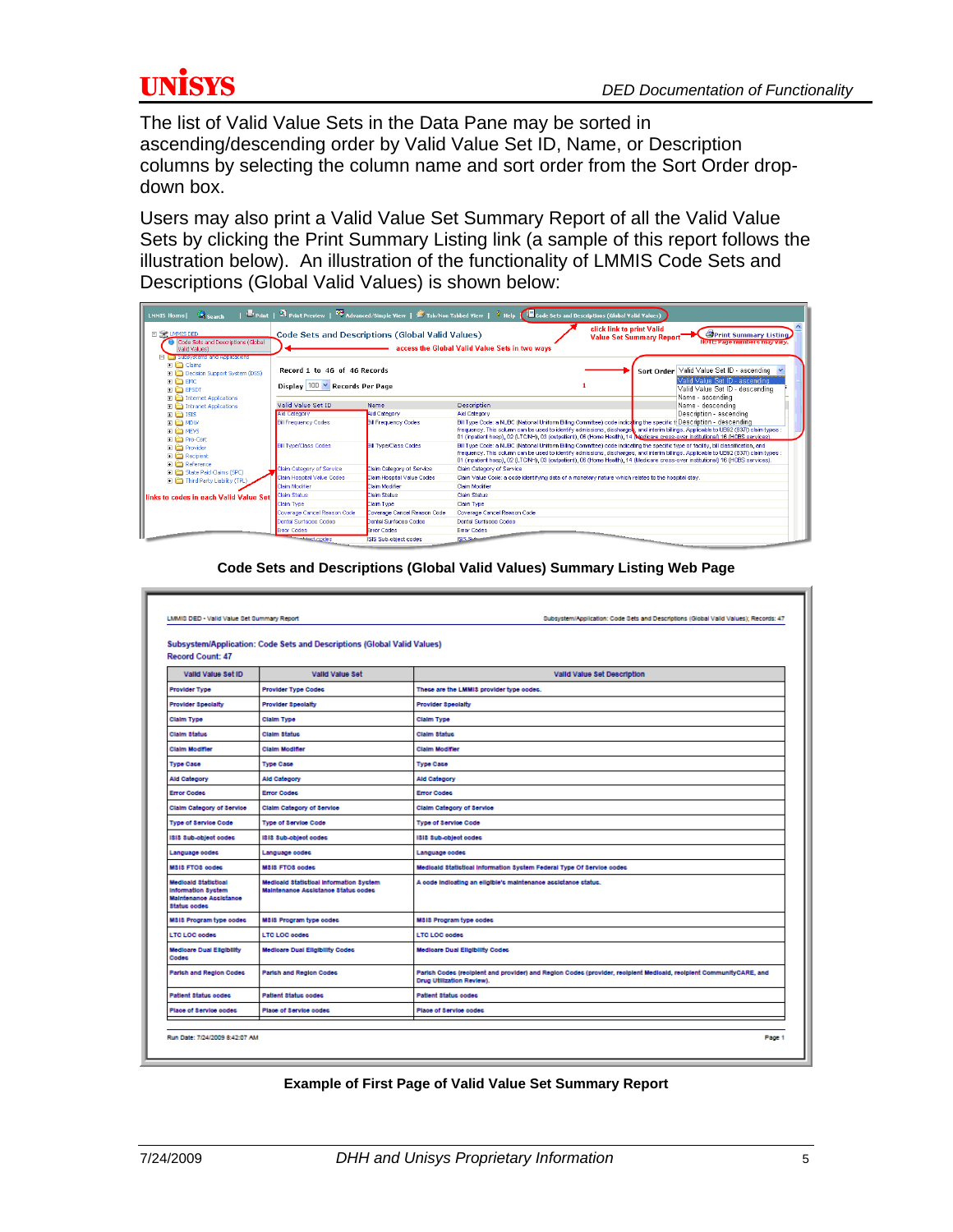The list of Valid Value Sets in the Data Pane may be sorted in ascending/descending order by Valid Value Set ID, Name, or Description columns by selecting the column name and sort order from the Sort Order drop-down box.

Users may also print a Valid Value Set Summary Report of all the Valid Value Sets by clicking the Print Summary Listing link (a sample of this report follows the illustration below). An illustration of the functionality of LMMIS Code Sets and Descriptions (Global Valid Values) is shown below:

**Code Sets and Descriptions (Global Valid Values) Summary Listing Web Page**

LMMIS DED - Valid Value Set Summary Report — Subsystem/Application: Code Sets and Descriptions (Global Valid Values); Records: 47

**Subsystem/Application: Code Sets and Descriptions (Global Valid Values)**
**Record Count: 47**

| Valid Value Set ID | Valid Value Set | Valid Value Set Description |
|---|---|---|
| Provider Type | Provider Type Codes | These are the LMMIS provider type codes. |
| Provider Specialty | Provider Specialty | Provider Specialty |
| Claim Type | Claim Type | Claim Type |
| Claim Status | Claim Status | Claim Status |
| Claim Modifier | Claim Modifier | Claim Modifier |
| Type Case | Type Case | Type Case |
| Aid Category | Aid Category | Aid Category |
| Error Codes | Error Codes | Error Codes |
| Claim Category of Service | Claim Category of Service | Claim Category of Service |
| Type of Service Code | Type of Service Code | Type of Service Code |
| ISIS Sub-object codes | ISIS Sub-object codes | ISIS Sub-object codes |
| Language codes | Language codes | Language codes |
| MSIS FTOS codes | MSIS FTOS codes | Medicaid Statistical Information System Federal Type Of Service codes |
| Medicaid Statistical Information System Maintenance Assistance Status codes | Medicaid Statistical Information System Maintenance Assistance Status codes | A code indicating an eligible's maintenance assistance status. |
| MSIS Program type codes | MSIS Program type codes | MSIS Program type codes |
| LTC LOC codes | LTC LOC codes | LTC LOC codes |
| Medicare Dual Eligibility Codes | Medicare Dual Eligibility Codes | Medicare Dual Eligibility Codes |
| Parish and Region Codes | Parish and Region Codes | Parish Codes (recipient and provider) and Region Codes (provider, recipient Medicaid, recipient CommunityCARE, and Drug Utilization Review). |
| Patient Status codes | Patient Status codes | Patient Status codes |
| Place of Service codes | Place of Service codes | Place of Service codes |

Run Date: 7/24/2009 8:42:07 AM — Page 1

**Example of First Page of Valid Value Set Summary Report**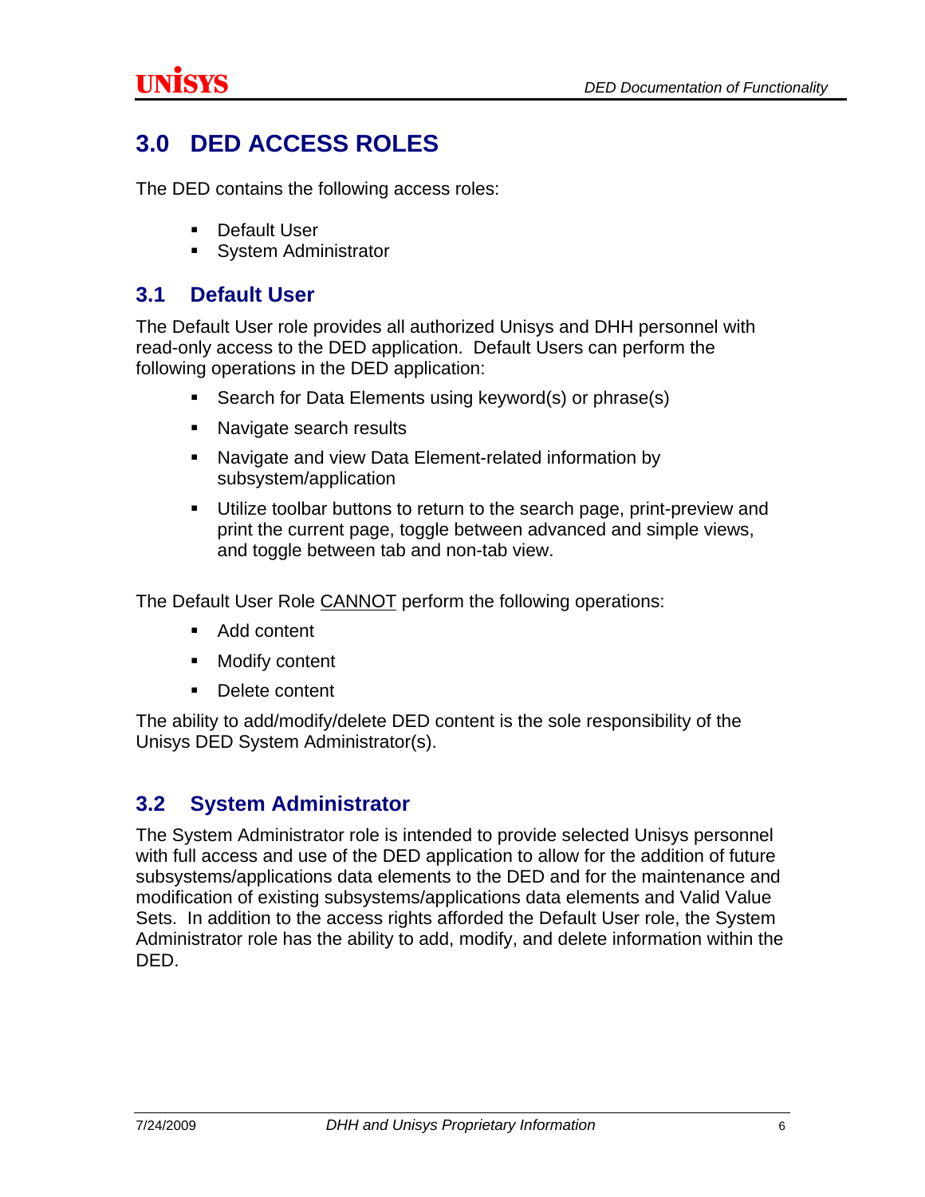# 3.0 DED ACCESS ROLES

The DED contains the following access roles:

- Default User
- System Administrator

## 3.1 Default User

The Default User role provides all authorized Unisys and DHH personnel with read-only access to the DED application. Default Users can perform the following operations in the DED application:

- Search for Data Elements using keyword(s) or phrase(s)
- Navigate search results
- Navigate and view Data Element-related information by subsystem/application
- Utilize toolbar buttons to return to the search page, print-preview and print the current page, toggle between advanced and simple views, and toggle between tab and non-tab view.

The Default User Role <u>CANNOT</u> perform the following operations:

- Add content
- Modify content
- Delete content

The ability to add/modify/delete DED content is the sole responsibility of the Unisys DED System Administrator(s).

## 3.2 System Administrator

The System Administrator role is intended to provide selected Unisys personnel with full access and use of the DED application to allow for the addition of future subsystems/applications data elements to the DED and for the maintenance and modification of existing subsystems/applications data elements and Valid Value Sets. In addition to the access rights afforded the Default User role, the System Administrator role has the ability to add, modify, and delete information within the DED.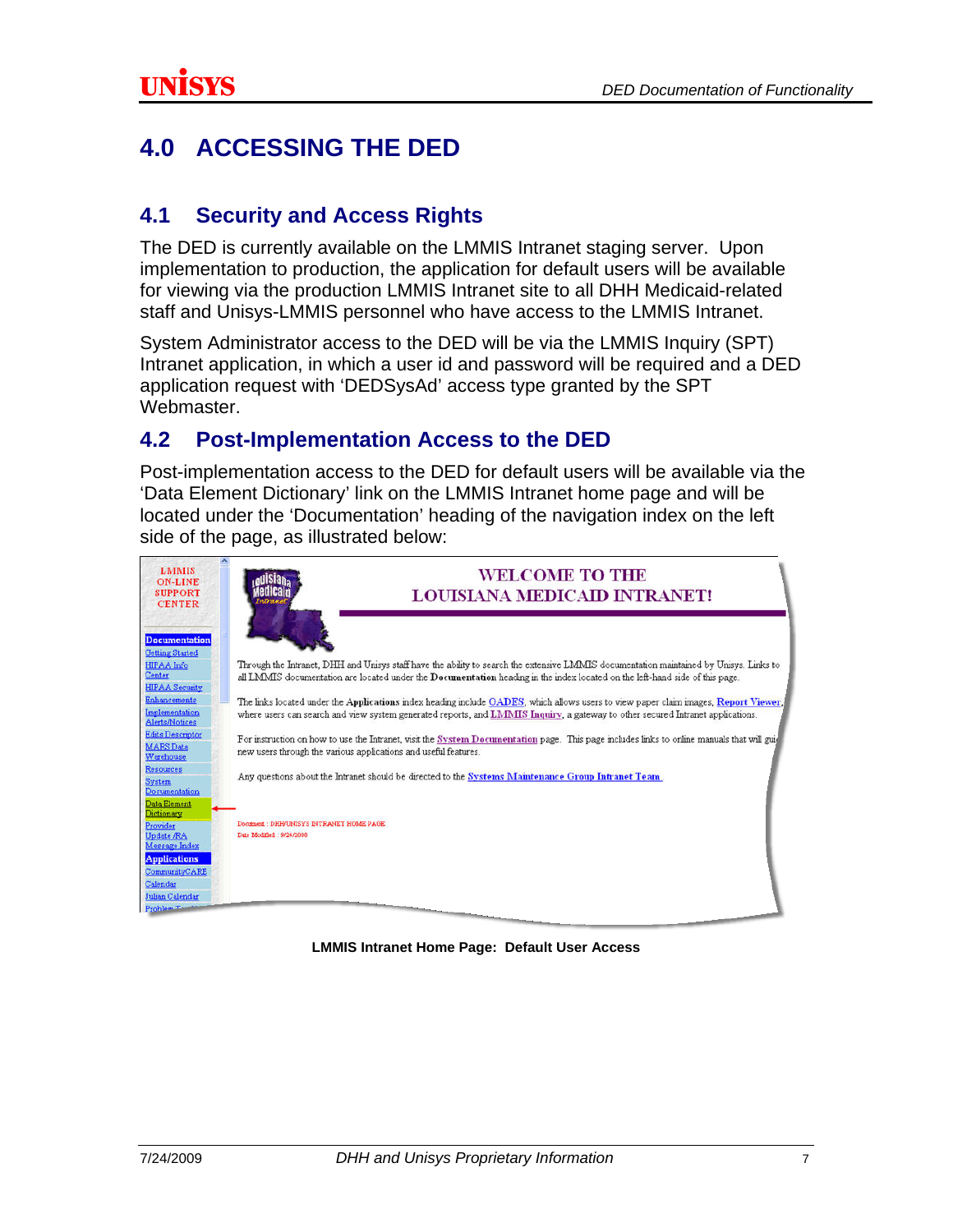# 4.0 ACCESSING THE DED

## 4.1 Security and Access Rights

The DED is currently available on the LMMIS Intranet staging server. Upon implementation to production, the application for default users will be available for viewing via the production LMMIS Intranet site to all DHH Medicaid-related staff and Unisys-LMMIS personnel who have access to the LMMIS Intranet.

System Administrator access to the DED will be via the LMMIS Inquiry (SPT) Intranet application, in which a user id and password will be required and a DED application request with 'DEDSysAd' access type granted by the SPT Webmaster.

## 4.2 Post-Implementation Access to the DED

Post-implementation access to the DED for default users will be available via the 'Data Element Dictionary' link on the LMMIS Intranet home page and will be located under the 'Documentation' heading of the navigation index on the left side of the page, as illustrated below:

**LMMIS Intranet Home Page: Default User Access**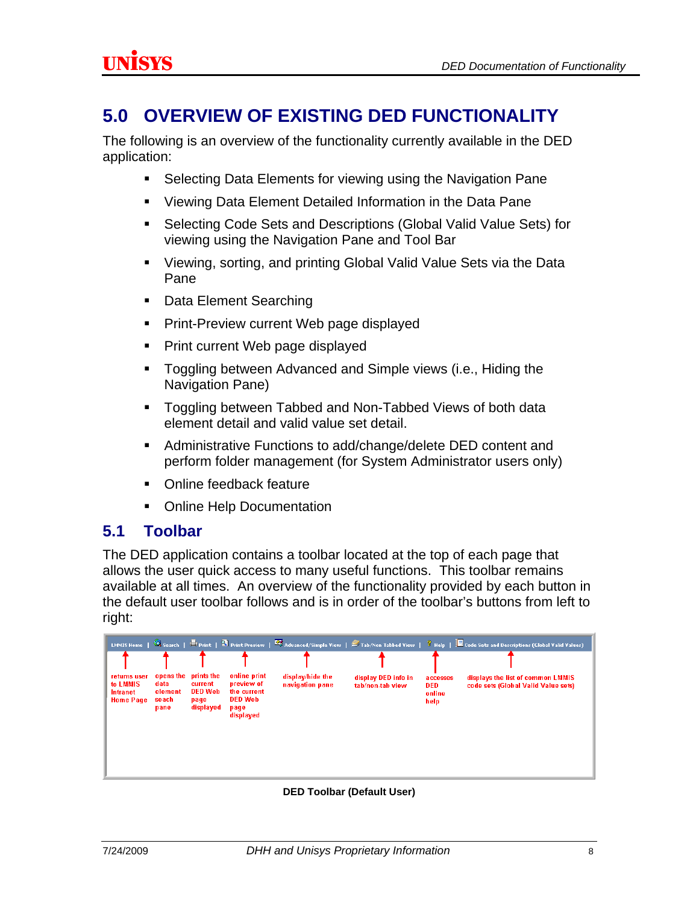# 5.0 OVERVIEW OF EXISTING DED FUNCTIONALITY

The following is an overview of the functionality currently available in the DED application:

- Selecting Data Elements for viewing using the Navigation Pane
- Viewing Data Element Detailed Information in the Data Pane
- Selecting Code Sets and Descriptions (Global Valid Value Sets) for viewing using the Navigation Pane and Tool Bar
- Viewing, sorting, and printing Global Valid Value Sets via the Data Pane
- Data Element Searching
- Print-Preview current Web page displayed
- Print current Web page displayed
- Toggling between Advanced and Simple views (i.e., Hiding the Navigation Pane)
- Toggling between Tabbed and Non-Tabbed Views of both data element detail and valid value set detail.
- Administrative Functions to add/change/delete DED content and perform folder management (for System Administrator users only)
- Online feedback feature
- Online Help Documentation

## 5.1 Toolbar

The DED application contains a toolbar located at the top of each page that allows the user quick access to many useful functions. This toolbar remains available at all times. An overview of the functionality provided by each button in the default user toolbar follows and is in order of the toolbar's buttons from left to right:

| LMMIS Home | Search | Print | Print Preview | Advanced/Simple View | Tab/Non Tabbed View | Help | Code Sets and Descriptions (Global Valid Values) |
|---|---|---|---|---|---|---|---|
| returns user to LMMIS Intranet Home Page | opens the data element seach pane | prints the current DED Web page displayed | online print preview of the current DED Web page displayed | display/hide the navigation pane | display DED info in tab/non-tab view | accesses DED online help | displays the list of common LMMIS code sets (Global Valid Value sets) |

**DED Toolbar (Default User)**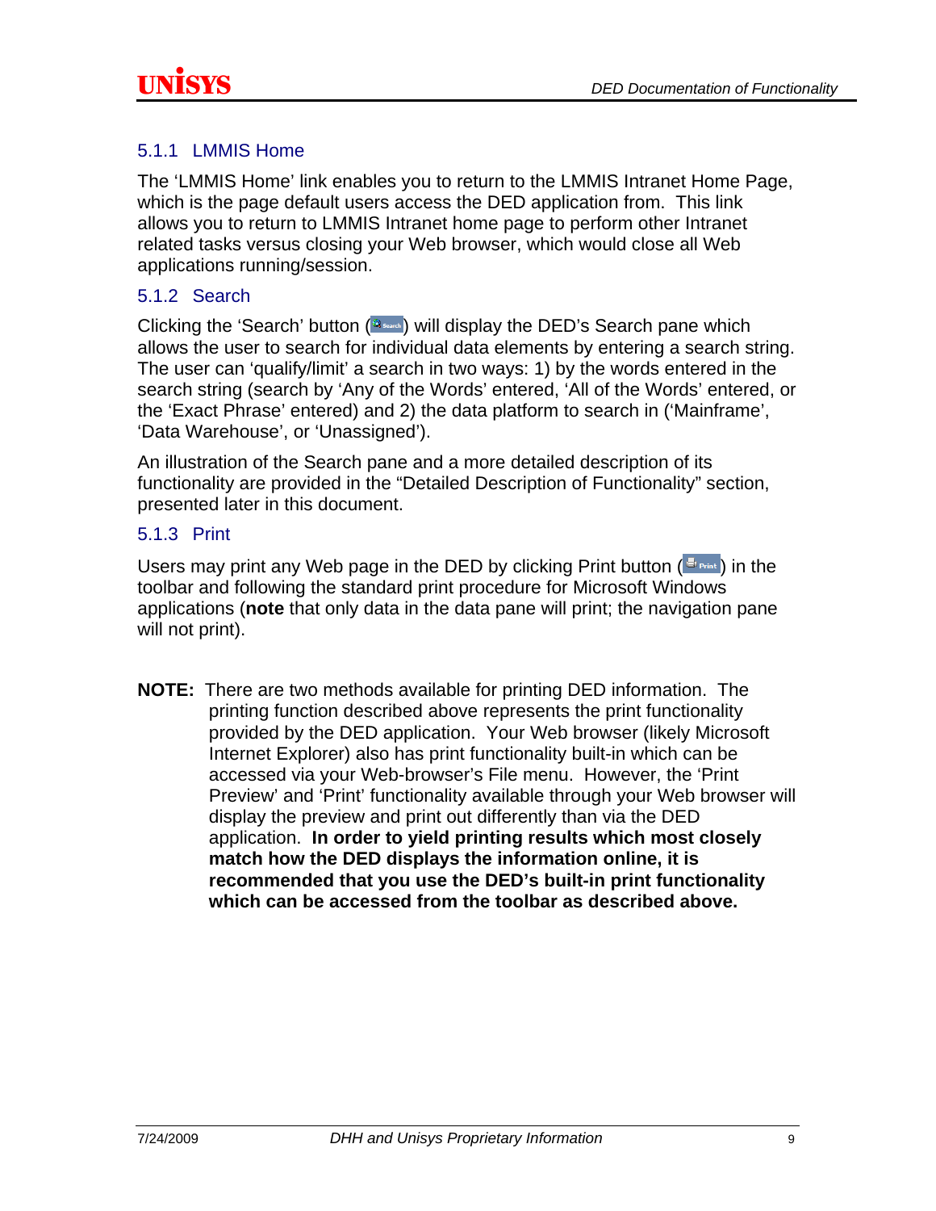### 5.1.1 LMMIS Home

The 'LMMIS Home' link enables you to return to the LMMIS Intranet Home Page, which is the page default users access the DED application from. This link allows you to return to LMMIS Intranet home page to perform other Intranet related tasks versus closing your Web browser, which would close all Web applications running/session.

### 5.1.2 Search

Clicking the 'Search' button ( ) will display the DED's Search pane which allows the user to search for individual data elements by entering a search string. The user can 'qualify/limit' a search in two ways: 1) by the words entered in the search string (search by 'Any of the Words' entered, 'All of the Words' entered, or the 'Exact Phrase' entered) and 2) the data platform to search in ('Mainframe', 'Data Warehouse', or 'Unassigned').

An illustration of the Search pane and a more detailed description of its functionality are provided in the "Detailed Description of Functionality" section, presented later in this document.

### 5.1.3 Print

Users may print any Web page in the DED by clicking Print button ( ) in the toolbar and following the standard print procedure for Microsoft Windows applications (**note** that only data in the data pane will print; the navigation pane will not print).

**NOTE:** There are two methods available for printing DED information. The printing function described above represents the print functionality provided by the DED application. Your Web browser (likely Microsoft Internet Explorer) also has print functionality built-in which can be accessed via your Web-browser's File menu. However, the 'Print Preview' and 'Print' functionality available through your Web browser will display the preview and print out differently than via the DED application. **In order to yield printing results which most closely match how the DED displays the information online, it is recommended that you use the DED's built-in print functionality which can be accessed from the toolbar as described above.**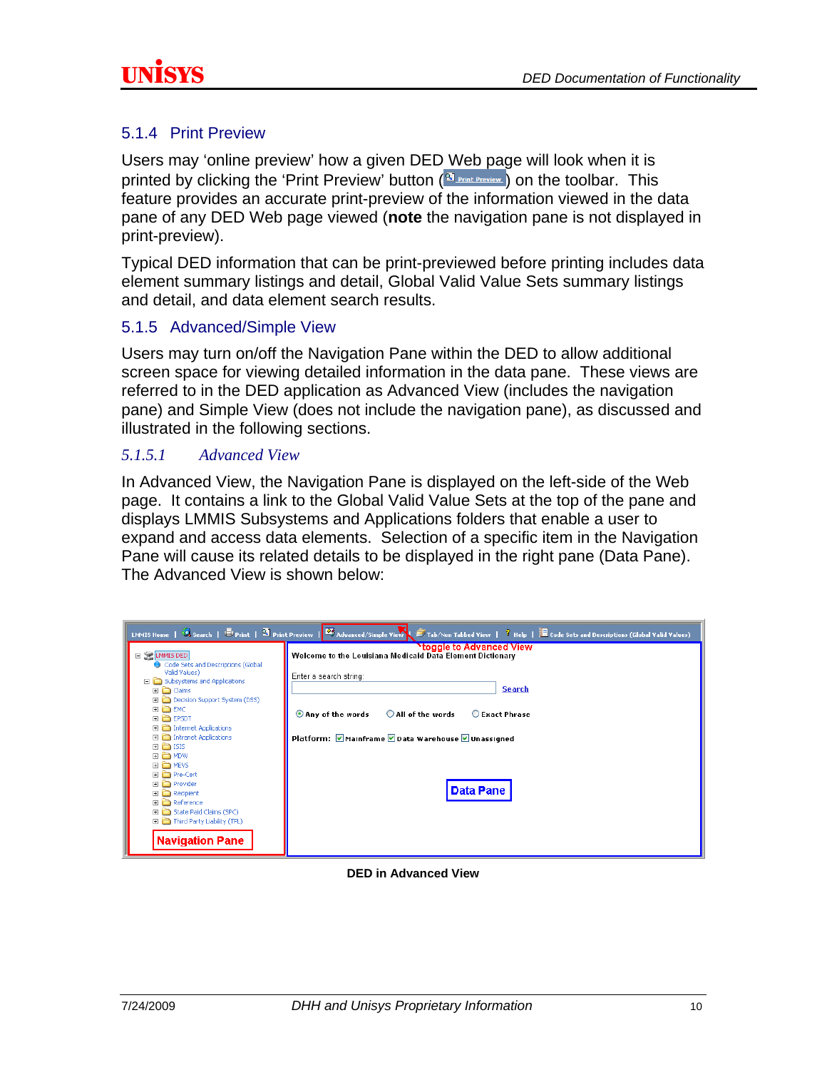### 5.1.4 Print Preview

Users may 'online preview' how a given DED Web page will look when it is printed by clicking the 'Print Preview' button (Print Preview) on the toolbar. This feature provides an accurate print-preview of the information viewed in the data pane of any DED Web page viewed (**note** the navigation pane is not displayed in print-preview).

Typical DED information that can be print-previewed before printing includes data element summary listings and detail, Global Valid Value Sets summary listings and detail, and data element search results.

### 5.1.5 Advanced/Simple View

Users may turn on/off the Navigation Pane within the DED to allow additional screen space for viewing detailed information in the data pane. These views are referred to in the DED application as Advanced View (includes the navigation pane) and Simple View (does not include the navigation pane), as discussed and illustrated in the following sections.

#### *5.1.5.1 Advanced View*

In Advanced View, the Navigation Pane is displayed on the left-side of the Web page. It contains a link to the Global Valid Value Sets at the top of the pane and displays LMMIS Subsystems and Applications folders that enable a user to expand and access data elements. Selection of a specific item in the Navigation Pane will cause its related details to be displayed in the right pane (Data Pane). The Advanced View is shown below:

**DED in Advanced View**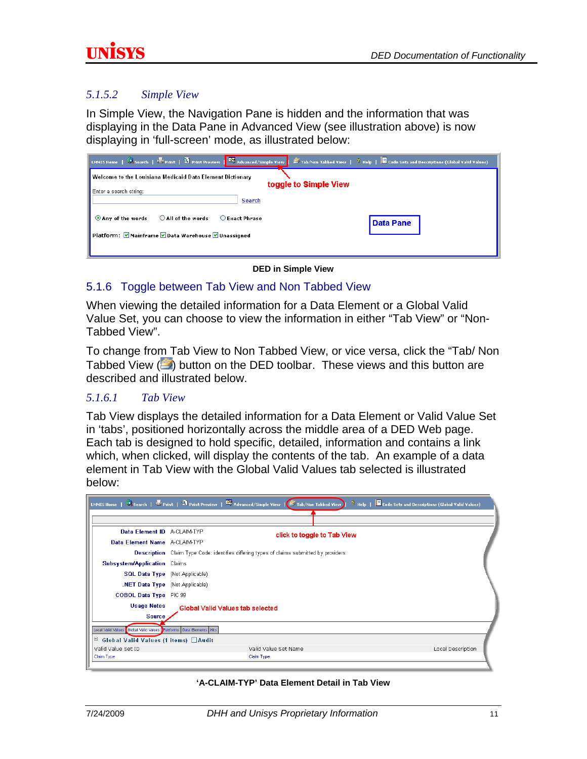### 5.1.5.2 *Simple View*

In Simple View, the Navigation Pane is hidden and the information that was displaying in the Data Pane in Advanced View (see illustration above) is now displaying in 'full-screen' mode, as illustrated below:

**DED in Simple View**

## 5.1.6 Toggle between Tab View and Non Tabbed View

When viewing the detailed information for a Data Element or a Global Valid Value Set, you can choose to view the information in either "Tab View" or "Non-Tabbed View".

To change from Tab View to Non Tabbed View, or vice versa, click the "Tab/ Non Tabbed View ( ) button on the DED toolbar. These views and this button are described and illustrated below.

### 5.1.6.1 *Tab View*

Tab View displays the detailed information for a Data Element or Valid Value Set in 'tabs', positioned horizontally across the middle area of a DED Web page. Each tab is designed to hold specific, detailed, information and contains a link which, when clicked, will display the contents of the tab. An example of a data element in Tab View with the Global Valid Values tab selected is illustrated below:

**'A-CLAIM-TYP' Data Element Detail in Tab View**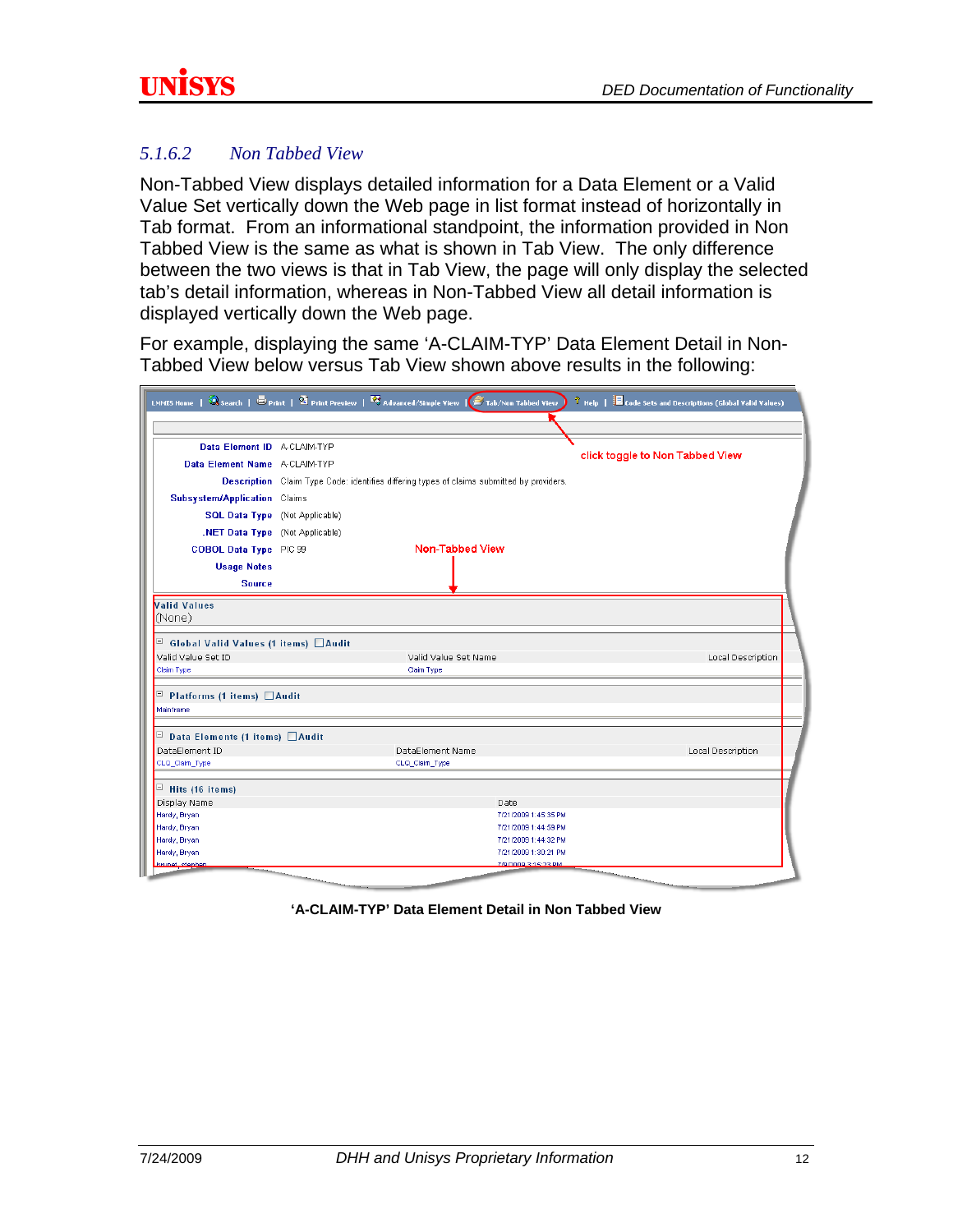### 5.1.6.2 Non Tabbed View

Non-Tabbed View displays detailed information for a Data Element or a Valid Value Set vertically down the Web page in list format instead of horizontally in Tab format. From an informational standpoint, the information provided in Non Tabbed View is the same as what is shown in Tab View. The only difference between the two views is that in Tab View, the page will only display the selected tab's detail information, whereas in Non-Tabbed View all detail information is displayed vertically down the Web page.

For example, displaying the same 'A-CLAIM-TYP' Data Element Detail in Non-Tabbed View below versus Tab View shown above results in the following:

**'A-CLAIM-TYP' Data Element Detail in Non Tabbed View**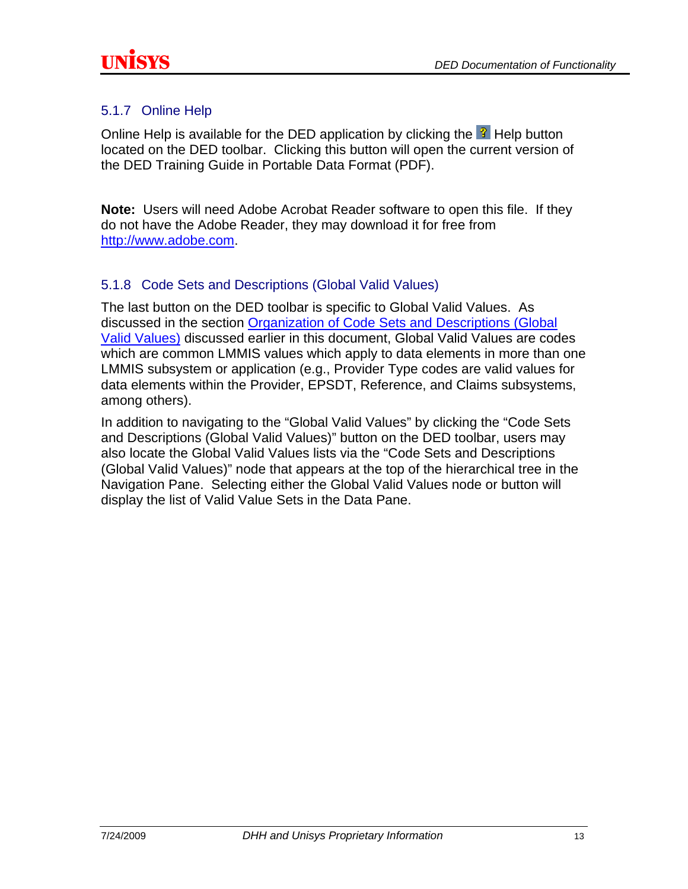### 5.1.7 Online Help

Online Help is available for the DED application by clicking the ? Help button located on the DED toolbar. Clicking this button will open the current version of the DED Training Guide in Portable Data Format (PDF).

**Note:** Users will need Adobe Acrobat Reader software to open this file. If they do not have the Adobe Reader, they may download it for free from http://www.adobe.com.

### 5.1.8 Code Sets and Descriptions (Global Valid Values)

The last button on the DED toolbar is specific to Global Valid Values. As discussed in the section Organization of Code Sets and Descriptions (Global Valid Values) discussed earlier in this document, Global Valid Values are codes which are common LMMIS values which apply to data elements in more than one LMMIS subsystem or application (e.g., Provider Type codes are valid values for data elements within the Provider, EPSDT, Reference, and Claims subsystems, among others).

In addition to navigating to the "Global Valid Values" by clicking the "Code Sets and Descriptions (Global Valid Values)" button on the DED toolbar, users may also locate the Global Valid Values lists via the "Code Sets and Descriptions (Global Valid Values)" node that appears at the top of the hierarchical tree in the Navigation Pane. Selecting either the Global Valid Values node or button will display the list of Valid Value Sets in the Data Pane.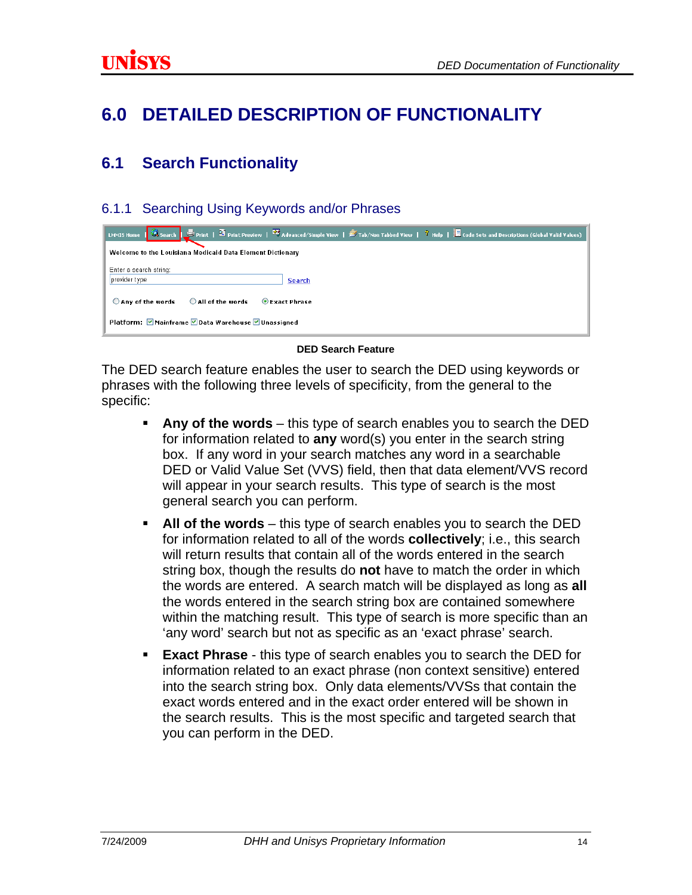# 6.0 DETAILED DESCRIPTION OF FUNCTIONALITY

## 6.1 Search Functionality

### 6.1.1 Searching Using Keywords and/or Phrases

**DED Search Feature**

The DED search feature enables the user to search the DED using keywords or phrases with the following three levels of specificity, from the general to the specific:

- **Any of the words** – this type of search enables you to search the DED for information related to **any** word(s) you enter in the search string box. If any word in your search matches any word in a searchable DED or Valid Value Set (VVS) field, then that data element/VVS record will appear in your search results. This type of search is the most general search you can perform.
- **All of the words** – this type of search enables you to search the DED for information related to all of the words **collectively**; i.e., this search will return results that contain all of the words entered in the search string box, though the results do **not** have to match the order in which the words are entered. A search match will be displayed as long as **all** the words entered in the search string box are contained somewhere within the matching result. This type of search is more specific than an 'any word' search but not as specific as an 'exact phrase' search.
- **Exact Phrase** - this type of search enables you to search the DED for information related to an exact phrase (non context sensitive) entered into the search string box. Only data elements/VVSs that contain the exact words entered and in the exact order entered will be shown in the search results. This is the most specific and targeted search that you can perform in the DED.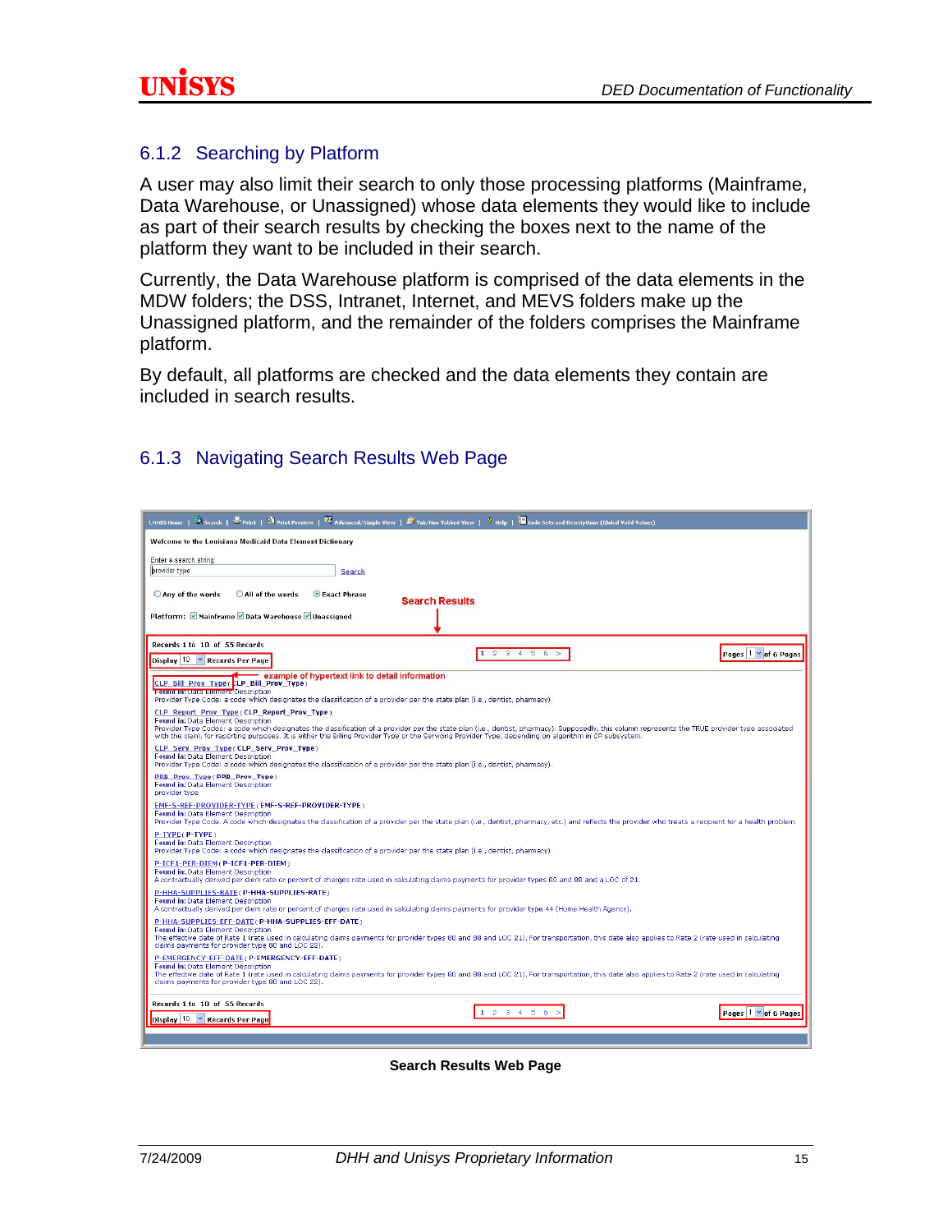### 6.1.2 Searching by Platform

A user may also limit their search to only those processing platforms (Mainframe, Data Warehouse, or Unassigned) whose data elements they would like to include as part of their search results by checking the boxes next to the name of the platform they want to be included in their search.

Currently, the Data Warehouse platform is comprised of the data elements in the MDW folders; the DSS, Intranet, Internet, and MEVS folders make up the Unassigned platform, and the remainder of the folders comprises the Mainframe platform.

By default, all platforms are checked and the data elements they contain are included in search results.

### 6.1.3 Navigating Search Results Web Page

**Search Results Web Page**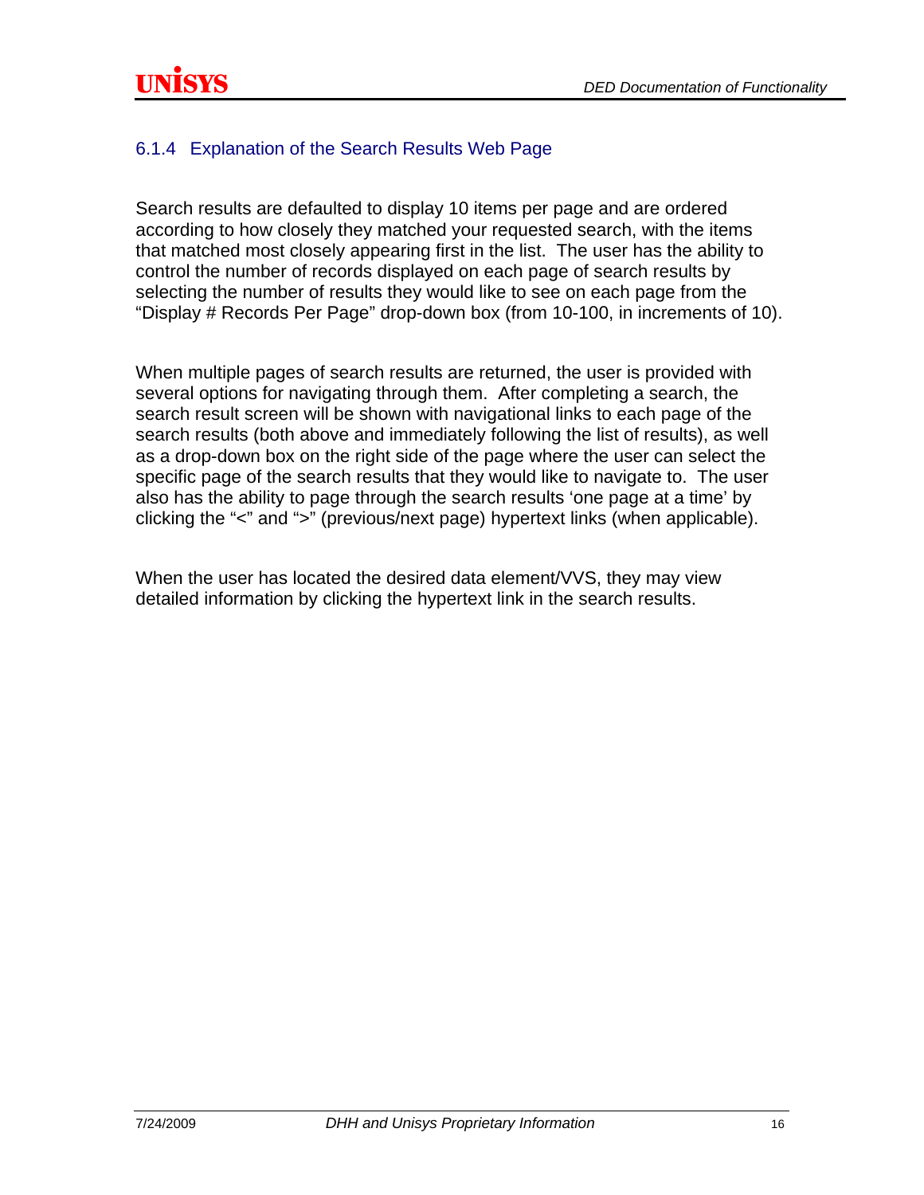### 6.1.4 Explanation of the Search Results Web Page

Search results are defaulted to display 10 items per page and are ordered according to how closely they matched your requested search, with the items that matched most closely appearing first in the list. The user has the ability to control the number of records displayed on each page of search results by selecting the number of results they would like to see on each page from the "Display # Records Per Page" drop-down box (from 10-100, in increments of 10).

When multiple pages of search results are returned, the user is provided with several options for navigating through them. After completing a search, the search result screen will be shown with navigational links to each page of the search results (both above and immediately following the list of results), as well as a drop-down box on the right side of the page where the user can select the specific page of the search results that they would like to navigate to. The user also has the ability to page through the search results 'one page at a time' by clicking the "<" and ">" (previous/next page) hypertext links (when applicable).

When the user has located the desired data element/VVS, they may view detailed information by clicking the hypertext link in the search results.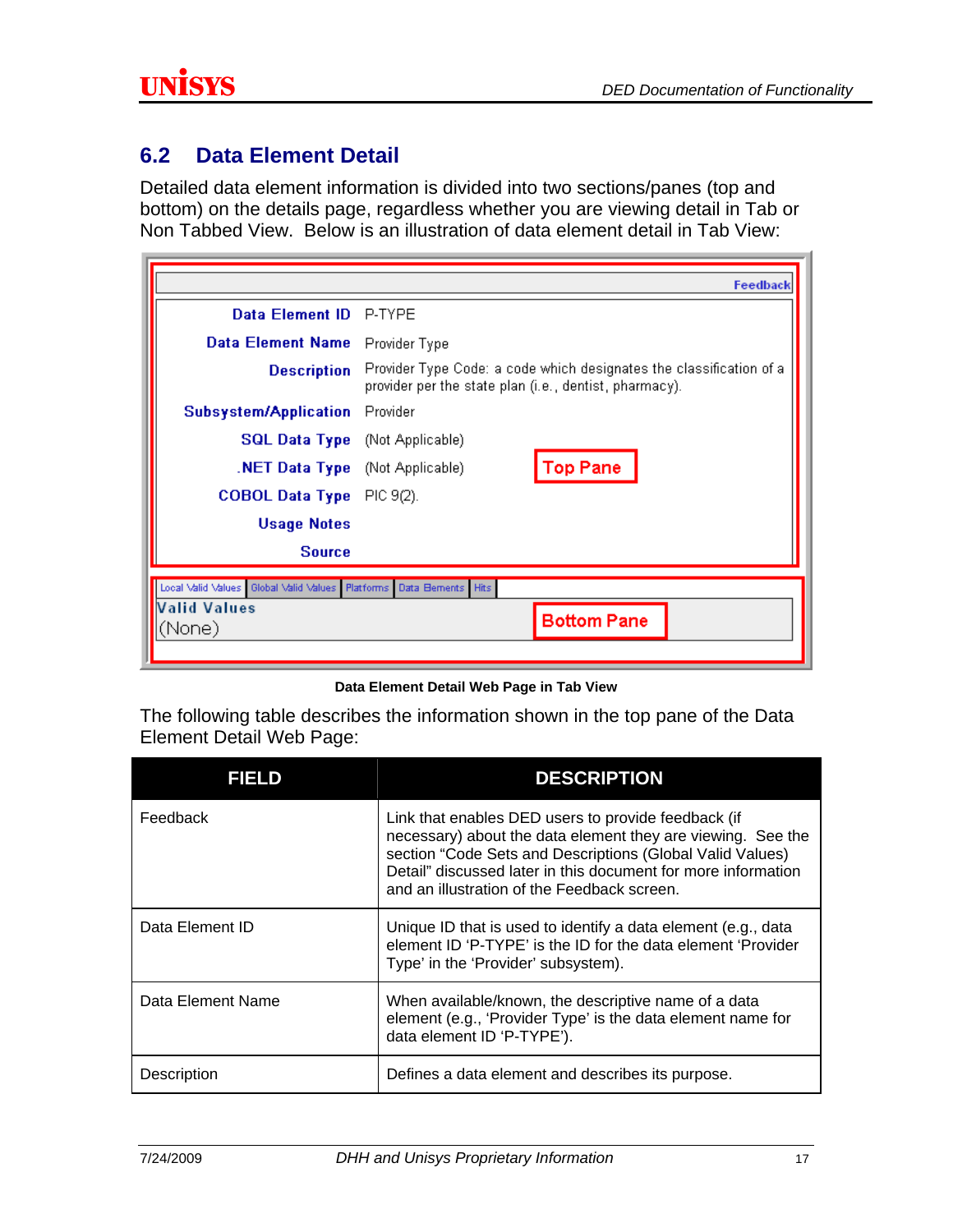## 6.2 Data Element Detail

Detailed data element information is divided into two sections/panes (top and bottom) on the details page, regardless whether you are viewing detail in Tab or Non Tabbed View. Below is an illustration of data element detail in Tab View:

**Data Element Detail Web Page in Tab View**

The following table describes the information shown in the top pane of the Data Element Detail Web Page:

| FIELD | DESCRIPTION |
|---|---|
| Feedback | Link that enables DED users to provide feedback (if necessary) about the data element they are viewing. See the section "Code Sets and Descriptions (Global Valid Values) Detail" discussed later in this document for more information and an illustration of the Feedback screen. |
| Data Element ID | Unique ID that is used to identify a data element (e.g., data element ID 'P-TYPE' is the ID for the data element 'Provider Type' in the 'Provider' subsystem). |
| Data Element Name | When available/known, the descriptive name of a data element (e.g., 'Provider Type' is the data element name for data element ID 'P-TYPE'). |
| Description | Defines a data element and describes its purpose. |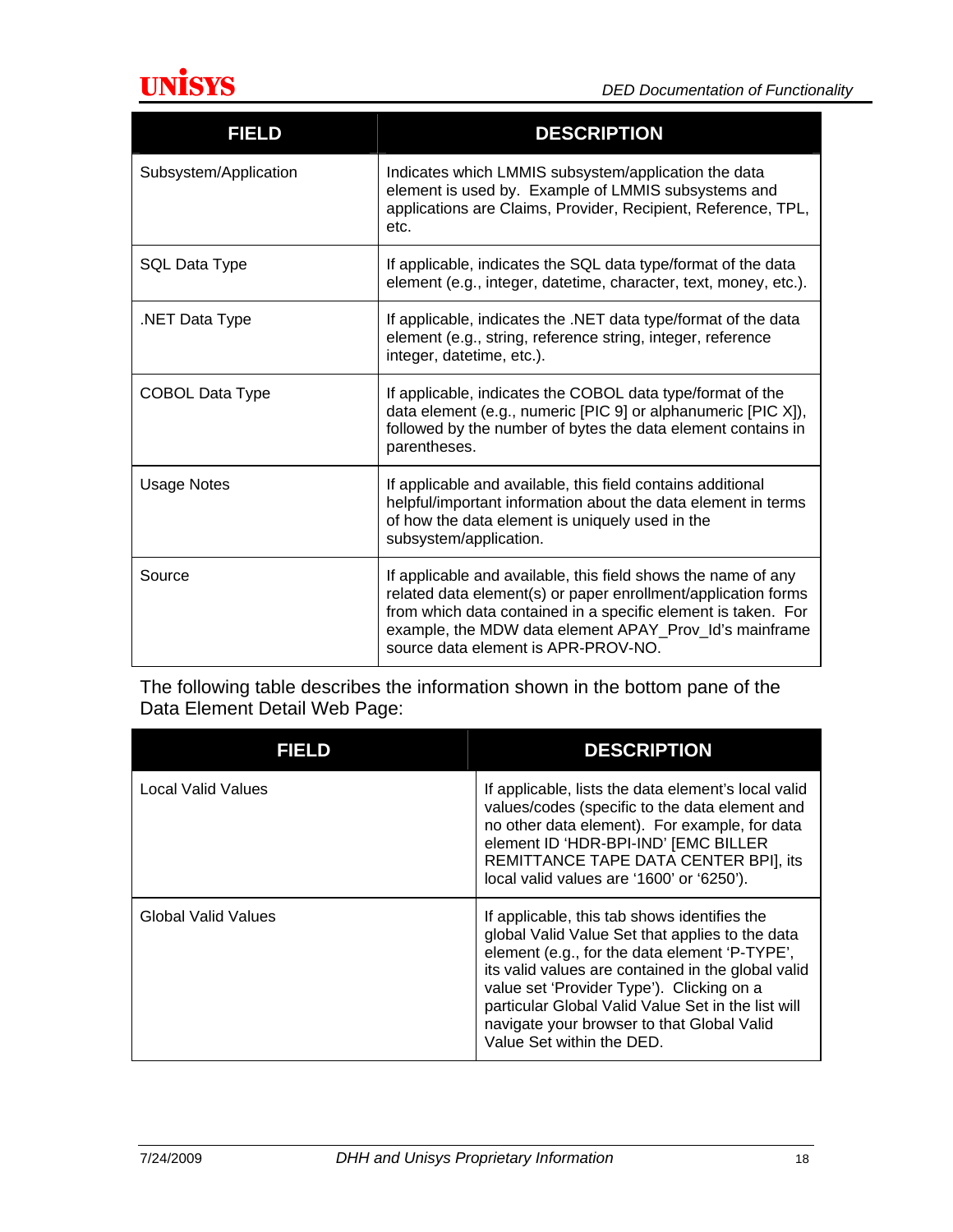| FIELD | DESCRIPTION |
| --- | --- |
| Subsystem/Application | Indicates which LMMIS subsystem/application the data element is used by. Example of LMMIS subsystems and applications are Claims, Provider, Recipient, Reference, TPL, etc. |
| SQL Data Type | If applicable, indicates the SQL data type/format of the data element (e.g., integer, datetime, character, text, money, etc.). |
| .NET Data Type | If applicable, indicates the .NET data type/format of the data element (e.g., string, reference string, integer, reference integer, datetime, etc.). |
| COBOL Data Type | If applicable, indicates the COBOL data type/format of the data element (e.g., numeric [PIC 9] or alphanumeric [PIC X]), followed by the number of bytes the data element contains in parentheses. |
| Usage Notes | If applicable and available, this field contains additional helpful/important information about the data element in terms of how the data element is uniquely used in the subsystem/application. |
| Source | If applicable and available, this field shows the name of any related data element(s) or paper enrollment/application forms from which data contained in a specific element is taken. For example, the MDW data element APAY_Prov_Id's mainframe source data element is APR-PROV-NO. |

The following table describes the information shown in the bottom pane of the Data Element Detail Web Page:

| FIELD | DESCRIPTION |
| --- | --- |
| Local Valid Values | If applicable, lists the data element's local valid values/codes (specific to the data element and no other data element). For example, for data element ID 'HDR-BPI-IND' [EMC BILLER REMITTANCE TAPE DATA CENTER BPI], its local valid values are '1600' or '6250'). |
| Global Valid Values | If applicable, this tab shows identifies the global Valid Value Set that applies to the data element (e.g., for the data element 'P-TYPE', its valid values are contained in the global valid value set 'Provider Type'). Clicking on a particular Global Valid Value Set in the list will navigate your browser to that Global Valid Value Set within the DED. |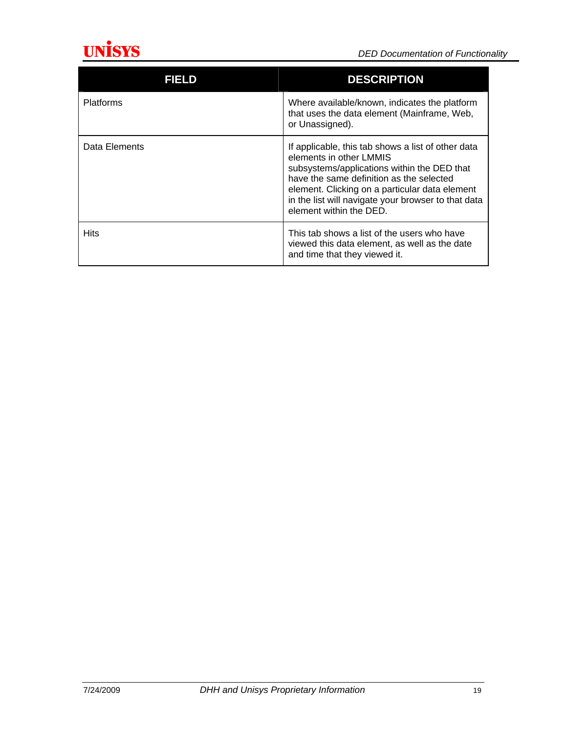| FIELD | DESCRIPTION |
| --- | --- |
| Platforms | Where available/known, indicates the platform that uses the data element (Mainframe, Web, or Unassigned). |
| Data Elements | If applicable, this tab shows a list of other data elements in other LMMIS subsystems/applications within the DED that have the same definition as the selected element. Clicking on a particular data element in the list will navigate your browser to that data element within the DED. |
| Hits | This tab shows a list of the users who have viewed this data element, as well as the date and time that they viewed it. |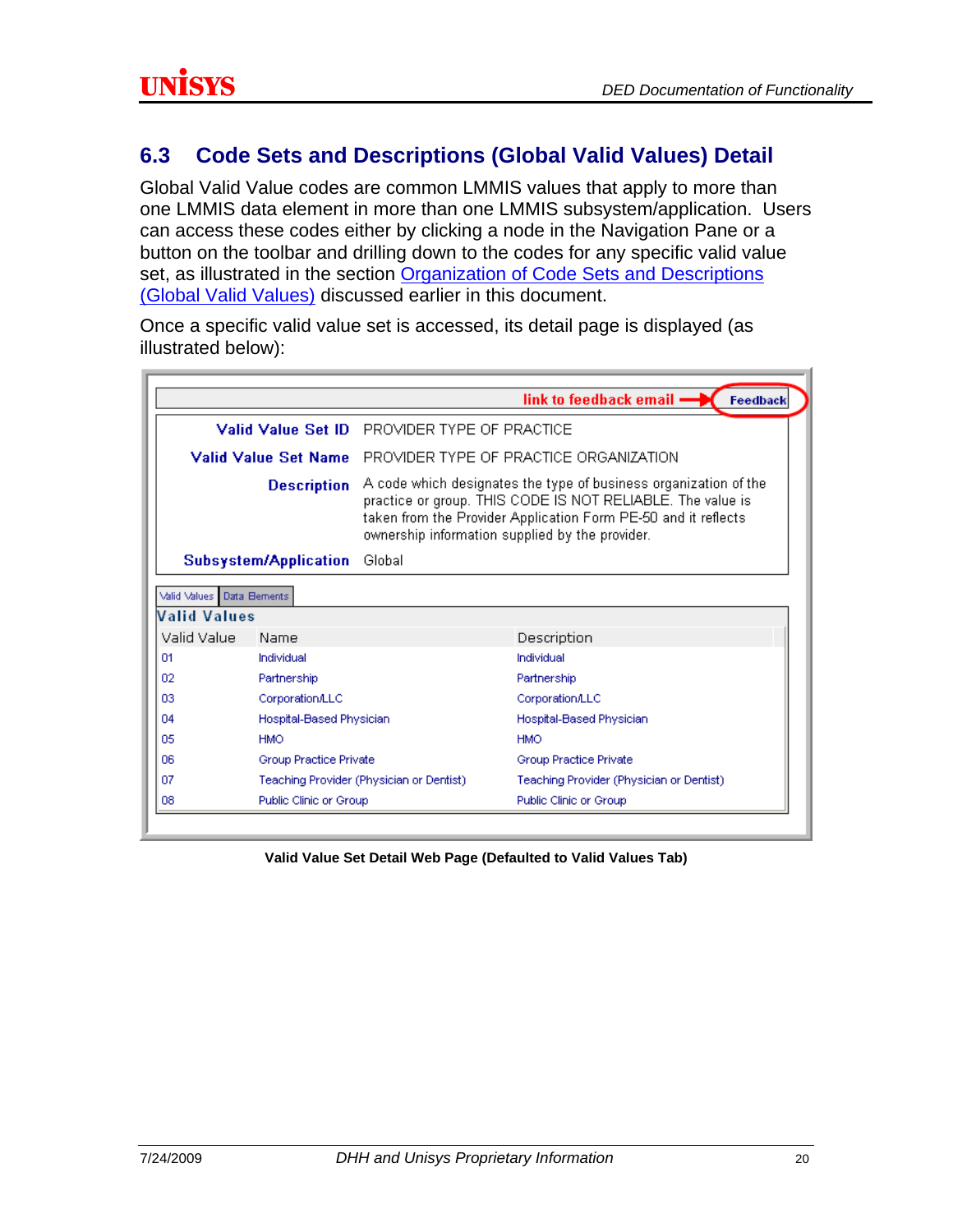## 6.3 Code Sets and Descriptions (Global Valid Values) Detail

Global Valid Value codes are common LMMIS values that apply to more than one LMMIS data element in more than one LMMIS subsystem/application. Users can access these codes either by clicking a node in the Navigation Pane or a button on the toolbar and drilling down to the codes for any specific valid value set, as illustrated in the section Organization of Code Sets and Descriptions (Global Valid Values) discussed earlier in this document.

Once a specific valid value set is accessed, its detail page is displayed (as illustrated below):

link to feedback email → **Feedback**

| | |
|---|---|
| **Valid Value Set ID** | PROVIDER TYPE OF PRACTICE |
| **Valid Value Set Name** | PROVIDER TYPE OF PRACTICE ORGANIZATION |
| **Description** | A code which designates the type of business organization of the practice or group. THIS CODE IS NOT RELIABLE. The value is taken from the Provider Application Form PE-50 and it reflects ownership information supplied by the provider. |
| **Subsystem/Application** | Global |

Valid Values | Data Elements

**Valid Values**

| Valid Value | Name | Description |
|---|---|---|
| 01 | Individual | Individual |
| 02 | Partnership | Partnership |
| 03 | Corporation/LLC | Corporation/LLC |
| 04 | Hospital-Based Physician | Hospital-Based Physician |
| 05 | HMO | HMO |
| 06 | Group Practice Private | Group Practice Private |
| 07 | Teaching Provider (Physician or Dentist) | Teaching Provider (Physician or Dentist) |
| 08 | Public Clinic or Group | Public Clinic or Group |

**Valid Value Set Detail Web Page (Defaulted to Valid Values Tab)**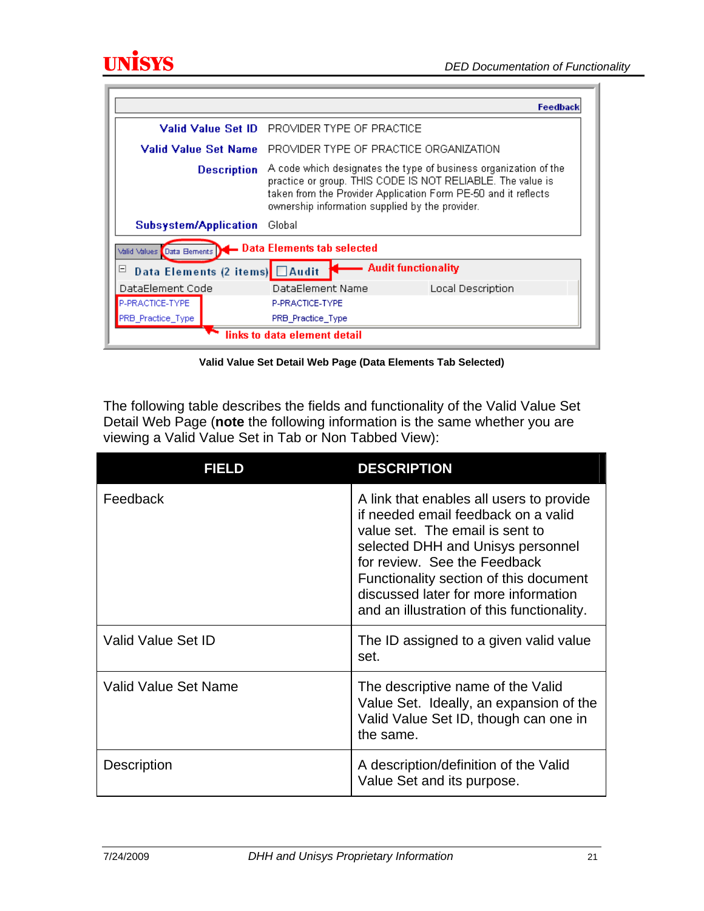Valid Value Set Detail Web Page (Data Elements Tab Selected)

The following table describes the fields and functionality of the Valid Value Set Detail Web Page (**note** the following information is the same whether you are viewing a Valid Value Set in Tab or Non Tabbed View):

| FIELD | DESCRIPTION |
|---|---|
| Feedback | A link that enables all users to provide if needed email feedback on a valid value set. The email is sent to selected DHH and Unisys personnel for review. See the Feedback Functionality section of this document discussed later for more information and an illustration of this functionality. |
| Valid Value Set ID | The ID assigned to a given valid value set. |
| Valid Value Set Name | The descriptive name of the Valid Value Set. Ideally, an expansion of the Valid Value Set ID, though can one in the same. |
| Description | A description/definition of the Valid Value Set and its purpose. |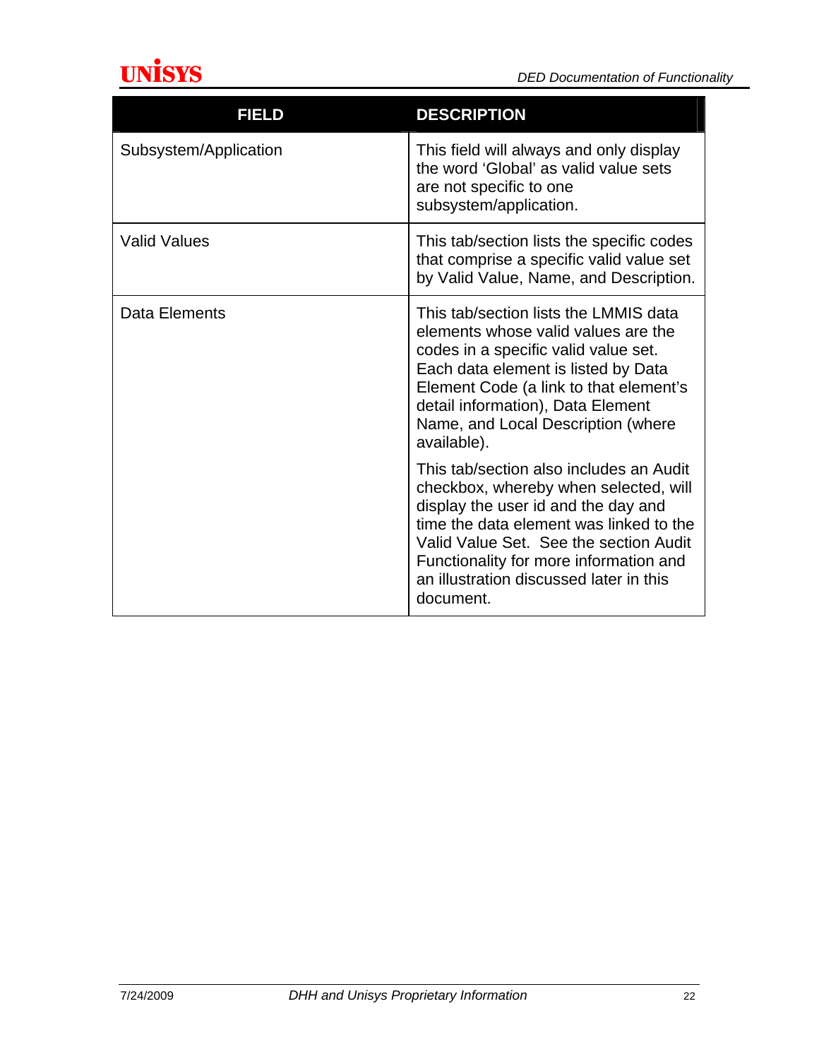| FIELD | DESCRIPTION |
| --- | --- |
| Subsystem/Application | This field will always and only display the word 'Global' as valid value sets are not specific to one subsystem/application. |
| Valid Values | This tab/section lists the specific codes that comprise a specific valid value set by Valid Value, Name, and Description. |
| Data Elements | This tab/section lists the LMMIS data elements whose valid values are the codes in a specific valid value set. Each data element is listed by Data Element Code (a link to that element's detail information), Data Element Name, and Local Description (where available).<br><br>This tab/section also includes an Audit checkbox, whereby when selected, will display the user id and the day and time the data element was linked to the Valid Value Set. See the section Audit Functionality for more information and an illustration discussed later in this document. |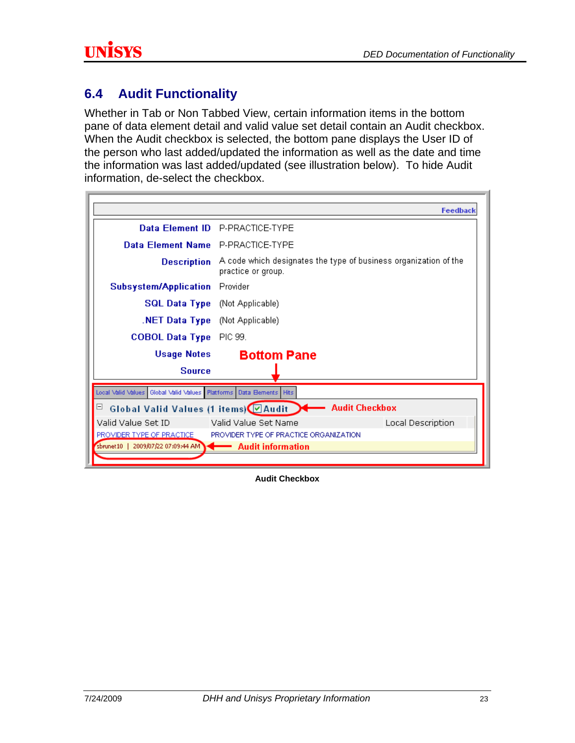## 6.4 Audit Functionality

Whether in Tab or Non Tabbed View, certain information items in the bottom pane of data element detail and valid value set detail contain an Audit checkbox. When the Audit checkbox is selected, the bottom pane displays the User ID of the person who last added/updated the information as well as the date and time the information was last added/updated (see illustration below). To hide Audit information, de-select the checkbox.

**Audit Checkbox**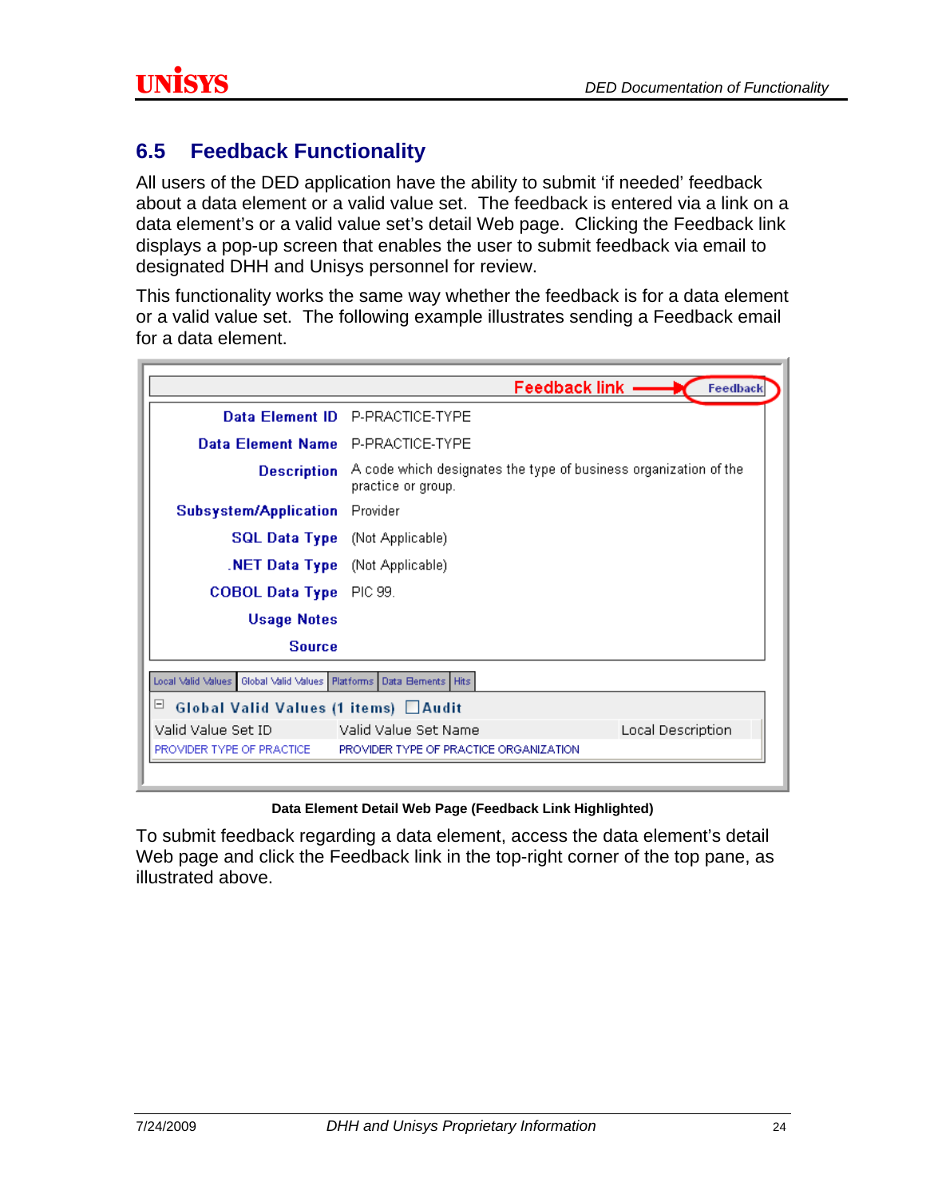## 6.5 Feedback Functionality

All users of the DED application have the ability to submit 'if needed' feedback about a data element or a valid value set. The feedback is entered via a link on a data element's or a valid value set's detail Web page. Clicking the Feedback link displays a pop-up screen that enables the user to submit feedback via email to designated DHH and Unisys personnel for review.

This functionality works the same way whether the feedback is for a data element or a valid value set. The following example illustrates sending a Feedback email for a data element.

Feedback link → Feedback

| | |
|---|---|
| **Data Element ID** | P-PRACTICE-TYPE |
| **Data Element Name** | P-PRACTICE-TYPE |
| **Description** | A code which designates the type of business organization of the practice or group. |
| **Subsystem/Application** | Provider |
| **SQL Data Type** | (Not Applicable) |
| **.NET Data Type** | (Not Applicable) |
| **COBOL Data Type** | PIC 99. |
| **Usage Notes** | |
| **Source** | |

Local Valid Values | Global Valid Values | Platforms | Data Elements | Hits

**Global Valid Values (1 items)** ☐ **Audit**

| Valid Value Set ID | Valid Value Set Name | Local Description |
|---|---|---|
| PROVIDER TYPE OF PRACTICE | PROVIDER TYPE OF PRACTICE ORGANIZATION | |

**Data Element Detail Web Page (Feedback Link Highlighted)**

To submit feedback regarding a data element, access the data element's detail Web page and click the Feedback link in the top-right corner of the top pane, as illustrated above.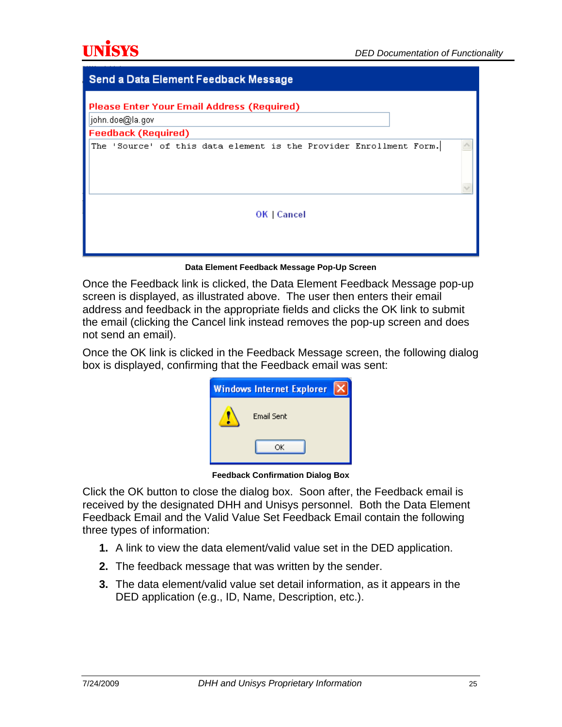Send a Data Element Feedback Message

Please Enter Your Email Address (Required)

john.doe@la.gov

Feedback (Required)

The 'Source' of this data element is the Provider Enrollment Form.

OK | Cancel

**Data Element Feedback Message Pop-Up Screen**

Once the Feedback link is clicked, the Data Element Feedback Message pop-up screen is displayed, as illustrated above. The user then enters their email address and feedback in the appropriate fields and clicks the OK link to submit the email (clicking the Cancel link instead removes the pop-up screen and does not send an email).

Once the OK link is clicked in the Feedback Message screen, the following dialog box is displayed, confirming that the Feedback email was sent:

Windows Internet Explorer

Email Sent

OK

**Feedback Confirmation Dialog Box**

Click the OK button to close the dialog box. Soon after, the Feedback email is received by the designated DHH and Unisys personnel. Both the Data Element Feedback Email and the Valid Value Set Feedback Email contain the following three types of information:

1. A link to view the data element/valid value set in the DED application.
2. The feedback message that was written by the sender.
3. The data element/valid value set detail information, as it appears in the DED application (e.g., ID, Name, Description, etc.).